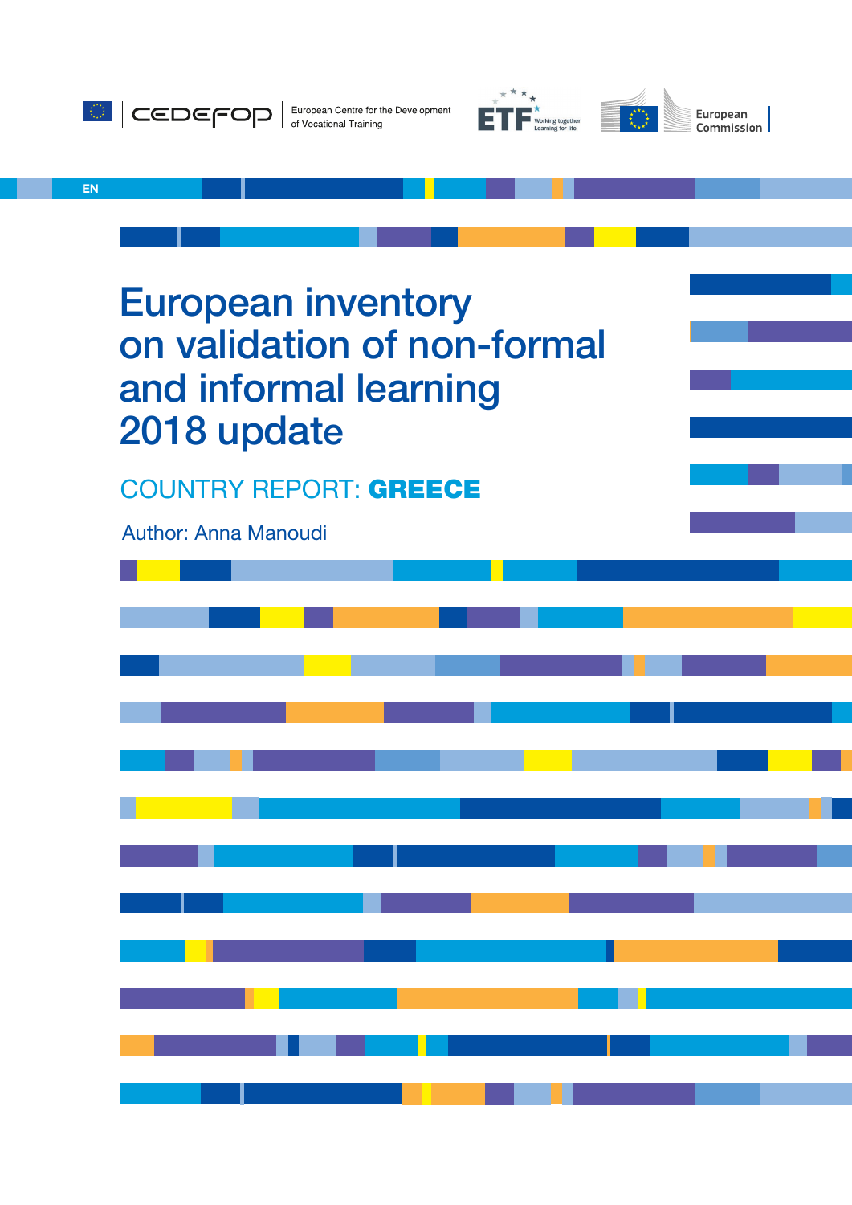CEDEFOP | European Centre for the Development of Vocational Training

ETF Working together Learning for life

European Commission

EN

# European inventory on validation of non-formal and informal learning 2018 update

## COUNTRY REPORT: **GREECE**

Author: Anna Manoudi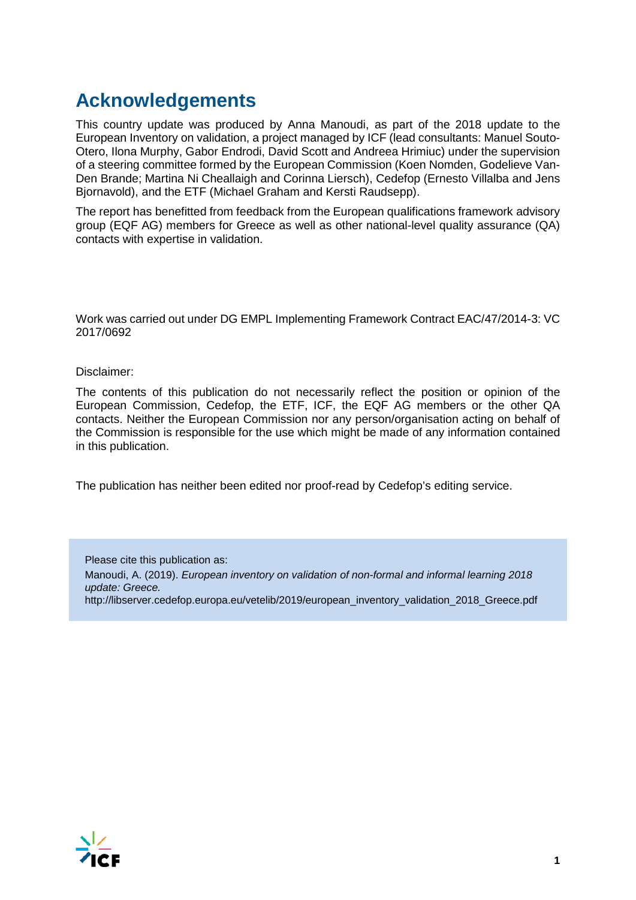# Acknowledgements

This country update was produced by Anna Manoudi, as part of the 2018 update to the European Inventory on validation, a project managed by ICF (lead consultants: Manuel Souto-Otero, Ilona Murphy, Gabor Endrodi, David Scott and Andreea Hrimiuc) under the supervision of a steering committee formed by the European Commission (Koen Nomden, Godelieve Van-Den Brande; Martina Ni Cheallaigh and Corinna Liersch), Cedefop (Ernesto Villalba and Jens Bjornavold), and the ETF (Michael Graham and Kersti Raudsepp).

The report has benefitted from feedback from the European qualifications framework advisory group (EQF AG) members for Greece as well as other national-level quality assurance (QA) contacts with expertise in validation.

Work was carried out under DG EMPL Implementing Framework Contract EAC/47/2014-3: VC 2017/0692

Disclaimer:

The contents of this publication do not necessarily reflect the position or opinion of the European Commission, Cedefop, the ETF, ICF, the EQF AG members or the other QA contacts. Neither the European Commission nor any person/organisation acting on behalf of the Commission is responsible for the use which might be made of any information contained in this publication.

The publication has neither been edited nor proof-read by Cedefop's editing service.

Please cite this publication as:

Manoudi, A. (2019). *European inventory on validation of non-formal and informal learning 2018 update: Greece.*

http://libserver.cedefop.europa.eu/vetelib/2019/european_inventory_validation_2018_Greece.pdf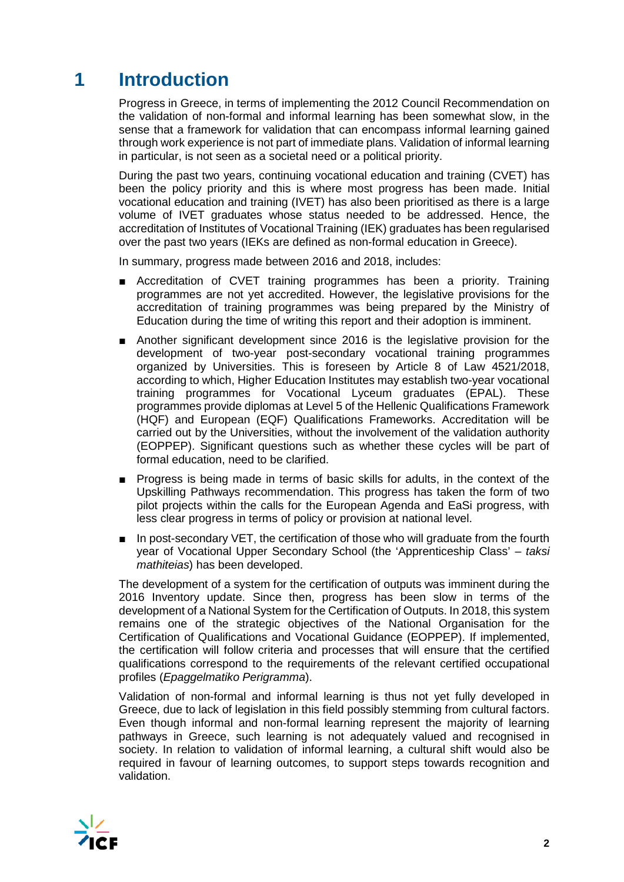# 1 Introduction

Progress in Greece, in terms of implementing the 2012 Council Recommendation on the validation of non-formal and informal learning has been somewhat slow, in the sense that a framework for validation that can encompass informal learning gained through work experience is not part of immediate plans. Validation of informal learning in particular, is not seen as a societal need or a political priority.

During the past two years, continuing vocational education and training (CVET) has been the policy priority and this is where most progress has been made. Initial vocational education and training (IVET) has also been prioritised as there is a large volume of IVET graduates whose status needed to be addressed. Hence, the accreditation of Institutes of Vocational Training (IEK) graduates has been regularised over the past two years (IEKs are defined as non-formal education in Greece).

In summary, progress made between 2016 and 2018, includes:

- Accreditation of CVET training programmes has been a priority. Training programmes are not yet accredited. However, the legislative provisions for the accreditation of training programmes was being prepared by the Ministry of Education during the time of writing this report and their adoption is imminent.
- Another significant development since 2016 is the legislative provision for the development of two-year post-secondary vocational training programmes organized by Universities. This is foreseen by Article 8 of Law 4521/2018, according to which, Higher Education Institutes may establish two-year vocational training programmes for Vocational Lyceum graduates (EPAL). These programmes provide diplomas at Level 5 of the Hellenic Qualifications Framework (HQF) and European (EQF) Qualifications Frameworks. Accreditation will be carried out by the Universities, without the involvement of the validation authority (EOPPEP). Significant questions such as whether these cycles will be part of formal education, need to be clarified.
- Progress is being made in terms of basic skills for adults, in the context of the Upskilling Pathways recommendation. This progress has taken the form of two pilot projects within the calls for the European Agenda and EaSi progress, with less clear progress in terms of policy or provision at national level.
- In post-secondary VET, the certification of those who will graduate from the fourth year of Vocational Upper Secondary School (the 'Apprenticeship Class' – *taksi mathiteias*) has been developed.

The development of a system for the certification of outputs was imminent during the 2016 Inventory update. Since then, progress has been slow in terms of the development of a National System for the Certification of Outputs. In 2018, this system remains one of the strategic objectives of the National Organisation for the Certification of Qualifications and Vocational Guidance (EOPPEP). If implemented, the certification will follow criteria and processes that will ensure that the certified qualifications correspond to the requirements of the relevant certified occupational profiles (*Epaggelmatiko Perigramma*).

Validation of non-formal and informal learning is thus not yet fully developed in Greece, due to lack of legislation in this field possibly stemming from cultural factors. Even though informal and non-formal learning represent the majority of learning pathways in Greece, such learning is not adequately valued and recognised in society. In relation to validation of informal learning, a cultural shift would also be required in favour of learning outcomes, to support steps towards recognition and validation.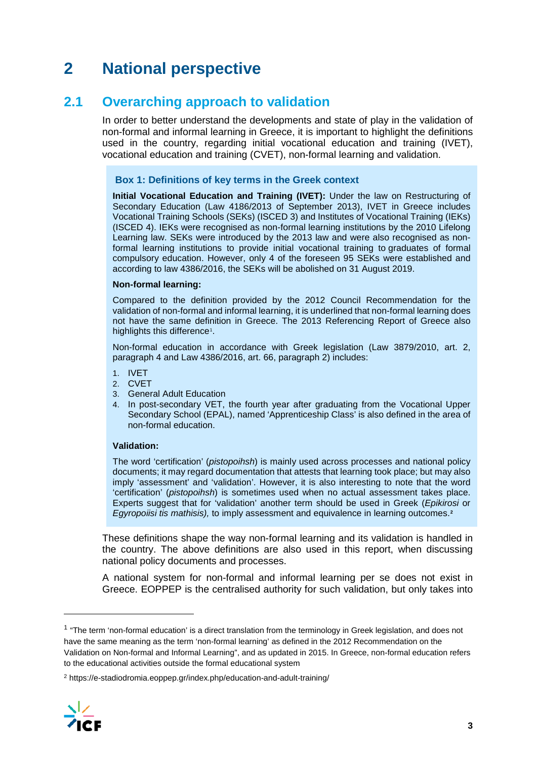# 2 National perspective

## 2.1 Overarching approach to validation

In order to better understand the developments and state of play in the validation of non-formal and informal learning in Greece, it is important to highlight the definitions used in the country, regarding initial vocational education and training (IVET), vocational education and training (CVET), non-formal learning and validation.

### Box 1: Definitions of key terms in the Greek context

**Initial Vocational Education and Training (IVET):** Under the law on Restructuring of Secondary Education (Law 4186/2013 of September 2013), IVET in Greece includes Vocational Training Schools (SEKs) (ISCED 3) and Institutes of Vocational Training (IEKs) (ISCED 4). IEKs were recognised as non-formal learning institutions by the 2010 Lifelong Learning law. SEKs were introduced by the 2013 law and were also recognised as non-formal learning institutions to provide initial vocational training to graduates of formal compulsory education. However, only 4 of the foreseen 95 SEKs were established and according to law 4386/2016, the SEKs will be abolished on 31 August 2019.

**Non-formal learning:**

Compared to the definition provided by the 2012 Council Recommendation for the validation of non-formal and informal learning, it is underlined that non-formal learning does not have the same definition in Greece. The 2013 Referencing Report of Greece also highlights this difference[1].

Non-formal education in accordance with Greek legislation (Law 3879/2010, art. 2, paragraph 4 and Law 4386/2016, art. 66, paragraph 2) includes:

1. IVET
2. CVET
3. General Adult Education
4. In post-secondary VET, the fourth year after graduating from the Vocational Upper Secondary School (EPAL), named 'Apprenticeship Class' is also defined in the area of non-formal education.

**Validation:**

The word 'certification' (*pistopoihsh*) is mainly used across processes and national policy documents; it may regard documentation that attests that learning took place; but may also imply 'assessment' and 'validation'. However, it is also interesting to note that the word 'certification' (*pistopoihsh*) is sometimes used when no actual assessment takes place. Experts suggest that for 'validation' another term should be used in Greek (*Epikirosi* or *Egyropoiisi tis mathisis),* to imply assessment and equivalence in learning outcomes.[2]

These definitions shape the way non-formal learning and its validation is handled in the country. The above definitions are also used in this report, when discussing national policy documents and processes.

A national system for non-formal and informal learning per se does not exist in Greece. EOPPEP is the centralised authority for such validation, but only takes into

---

[1] "The term 'non-formal education' is a direct translation from the terminology in Greek legislation, and does not have the same meaning as the term 'non-formal learning' as defined in the 2012 Recommendation on the Validation on Non-formal and Informal Learning", and as updated in 2015. In Greece, non-formal education refers to the educational activities outside the formal educational system

[2] https://e-stadiodromia.eoppep.gr/index.php/education-and-adult-training/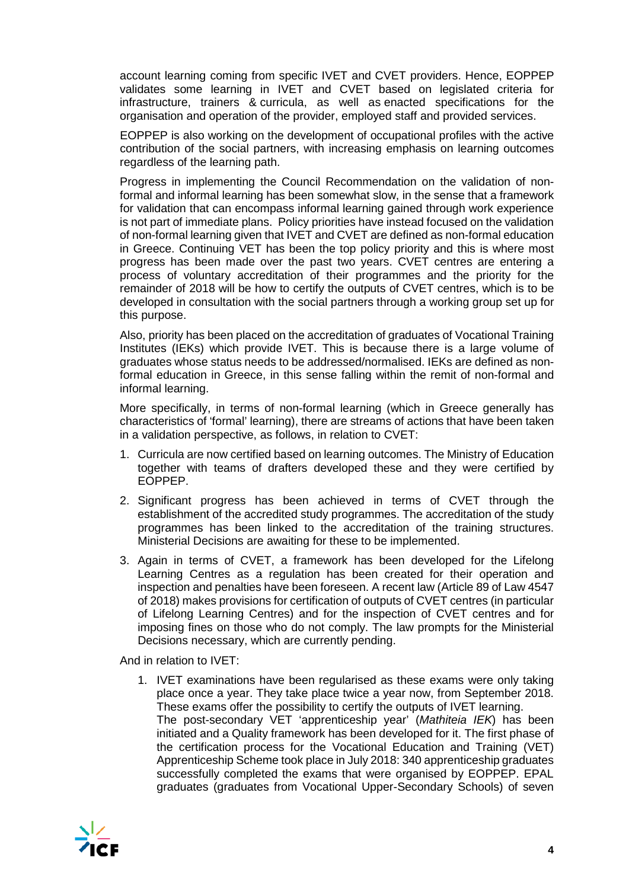account learning coming from specific IVET and CVET providers. Hence, EOPPEP validates some learning in IVET and CVET based on legislated criteria for infrastructure, trainers & curricula, as well as enacted specifications for the organisation and operation of the provider, employed staff and provided services.

EOPPEP is also working on the development of occupational profiles with the active contribution of the social partners, with increasing emphasis on learning outcomes regardless of the learning path.

Progress in implementing the Council Recommendation on the validation of non-formal and informal learning has been somewhat slow, in the sense that a framework for validation that can encompass informal learning gained through work experience is not part of immediate plans. Policy priorities have instead focused on the validation of non-formal learning given that IVET and CVET are defined as non-formal education in Greece. Continuing VET has been the top policy priority and this is where most progress has been made over the past two years. CVET centres are entering a process of voluntary accreditation of their programmes and the priority for the remainder of 2018 will be how to certify the outputs of CVET centres, which is to be developed in consultation with the social partners through a working group set up for this purpose.

Also, priority has been placed on the accreditation of graduates of Vocational Training Institutes (IEKs) which provide IVET. This is because there is a large volume of graduates whose status needs to be addressed/normalised. IEKs are defined as non-formal education in Greece, in this sense falling within the remit of non-formal and informal learning.

More specifically, in terms of non-formal learning (which in Greece generally has characteristics of 'formal' learning), there are streams of actions that have been taken in a validation perspective, as follows, in relation to CVET:

1. Curricula are now certified based on learning outcomes. The Ministry of Education together with teams of drafters developed these and they were certified by EOPPEP.
2. Significant progress has been achieved in terms of CVET through the establishment of the accredited study programmes. The accreditation of the study programmes has been linked to the accreditation of the training structures. Ministerial Decisions are awaiting for these to be implemented.
3. Again in terms of CVET, a framework has been developed for the Lifelong Learning Centres as a regulation has been created for their operation and inspection and penalties have been foreseen. A recent law (Article 89 of Law 4547 of 2018) makes provisions for certification of outputs of CVET centres (in particular of Lifelong Learning Centres) and for the inspection of CVET centres and for imposing fines on those who do not comply. The law prompts for the Ministerial Decisions necessary, which are currently pending.

And in relation to IVET:

1. IVET examinations have been regularised as these exams were only taking place once a year. They take place twice a year now, from September 2018. These exams offer the possibility to certify the outputs of IVET learning.
   The post-secondary VET 'apprenticeship year' (*Mathiteia IEK*) has been initiated and a Quality framework has been developed for it. The first phase of the certification process for the Vocational Education and Training (VET) Apprenticeship Scheme took place in July 2018: 340 apprenticeship graduates successfully completed the exams that were organised by EOPPEP. EPAL graduates (graduates from Vocational Upper-Secondary Schools) of seven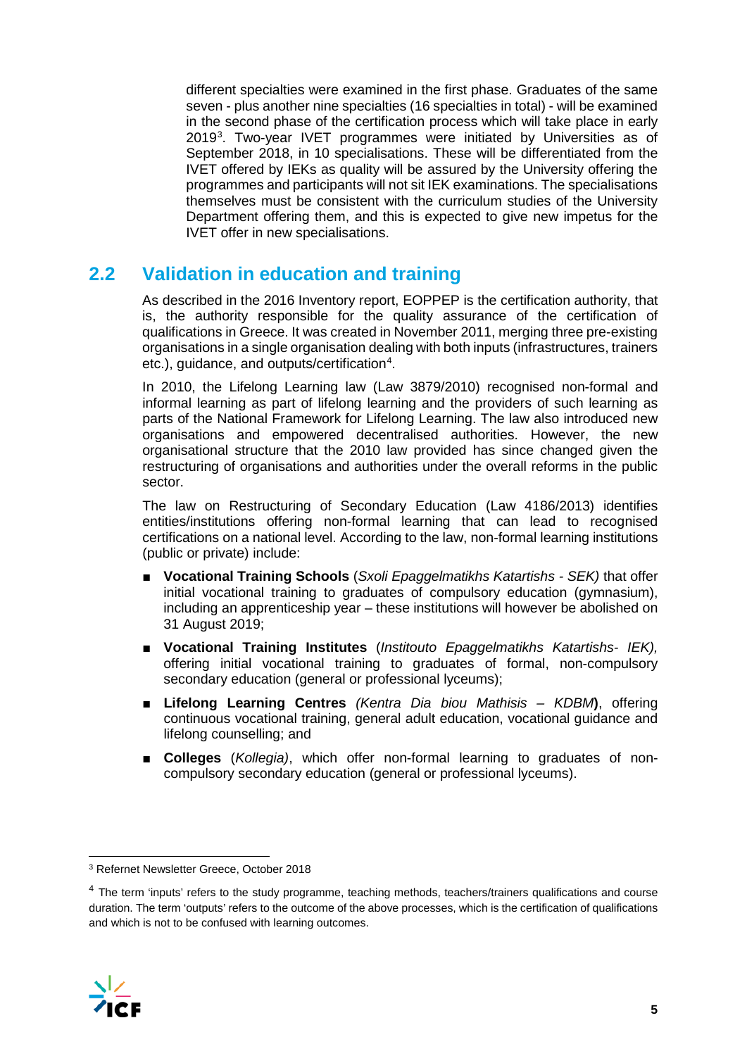different specialties were examined in the first phase. Graduates of the same seven - plus another nine specialties (16 specialties in total) - will be examined in the second phase of the certification process which will take place in early 2019[3]. Two-year IVET programmes were initiated by Universities as of September 2018, in 10 specialisations. These will be differentiated from the IVET offered by IEKs as quality will be assured by the University offering the programmes and participants will not sit IEK examinations. The specialisations themselves must be consistent with the curriculum studies of the University Department offering them, and this is expected to give new impetus for the IVET offer in new specialisations.

## 2.2 Validation in education and training

As described in the 2016 Inventory report, EOPPEP is the certification authority, that is, the authority responsible for the quality assurance of the certification of qualifications in Greece. It was created in November 2011, merging three pre-existing organisations in a single organisation dealing with both inputs (infrastructures, trainers etc.), guidance, and outputs/certification[4].

In 2010, the Lifelong Learning law (Law 3879/2010) recognised non-formal and informal learning as part of lifelong learning and the providers of such learning as parts of the National Framework for Lifelong Learning. The law also introduced new organisations and empowered decentralised authorities. However, the new organisational structure that the 2010 law provided has since changed given the restructuring of organisations and authorities under the overall reforms in the public sector.

The law on Restructuring of Secondary Education (Law 4186/2013) identifies entities/institutions offering non-formal learning that can lead to recognised certifications on a national level. According to the law, non-formal learning institutions (public or private) include:

- **Vocational Training Schools** (*Sxoli Epaggelmatikhs Katartishs - SEK)* that offer initial vocational training to graduates of compulsory education (gymnasium), including an apprenticeship year – these institutions will however be abolished on 31 August 2019;
- **Vocational Training Institutes** (*Institouto Epaggelmatikhs Katartishs- IEK),* offering initial vocational training to graduates of formal, non-compulsory secondary education (general or professional lyceums);
- **Lifelong Learning Centres** *(Kentra Dia biou Mathisis – KDBM***)**, offering continuous vocational training, general adult education, vocational guidance and lifelong counselling; and
- **Colleges** (*Kollegia)*, which offer non-formal learning to graduates of non-compulsory secondary education (general or professional lyceums).

---

[3] Refernet Newsletter Greece, October 2018

[4] The term 'inputs' refers to the study programme, teaching methods, teachers/trainers qualifications and course duration. The term 'outputs' refers to the outcome of the above processes, which is the certification of qualifications and which is not to be confused with learning outcomes.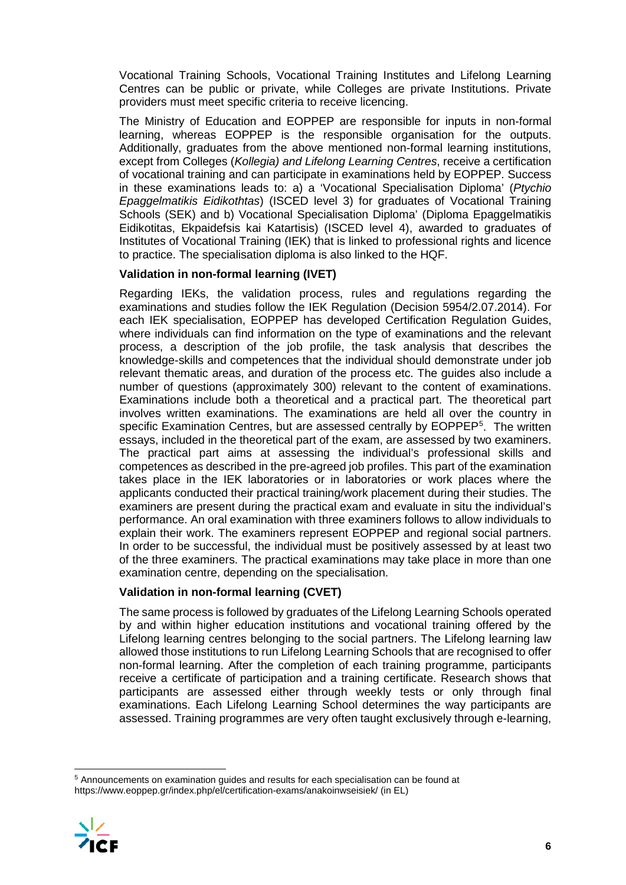Vocational Training Schools, Vocational Training Institutes and Lifelong Learning Centres can be public or private, while Colleges are private Institutions. Private providers must meet specific criteria to receive licencing.

The Ministry of Education and EOPPEP are responsible for inputs in non-formal learning, whereas EOPPEP is the responsible organisation for the outputs. Additionally, graduates from the above mentioned non-formal learning institutions, except from Colleges (*Kollegia) and Lifelong Learning Centres*, receive a certification of vocational training and can participate in examinations held by EOPPEP. Success in these examinations leads to: a) a 'Vocational Specialisation Diploma' (*Ptychio Epaggelmatikis Eidikothtas*) (ISCED level 3) for graduates of Vocational Training Schools (SEK) and b) Vocational Specialisation Diploma' (Diploma Epaggelmatikis Eidikotitas, Ekpaidefsis kai Katartisis) (ISCED level 4), awarded to graduates of Institutes of Vocational Training (IEK) that is linked to professional rights and licence to practice. The specialisation diploma is also linked to the HQF.

#### Validation in non-formal learning (IVET)

Regarding IEKs, the validation process, rules and regulations regarding the examinations and studies follow the IEK Regulation (Decision 5954/2.07.2014). For each IEK specialisation, EOPPEP has developed Certification Regulation Guides, where individuals can find information on the type of examinations and the relevant process, a description of the job profile, the task analysis that describes the knowledge-skills and competences that the individual should demonstrate under job relevant thematic areas, and duration of the process etc. The guides also include a number of questions (approximately 300) relevant to the content of examinations. Examinations include both a theoretical and a practical part. The theoretical part involves written examinations. The examinations are held all over the country in specific Examination Centres, but are assessed centrally by EOPPEP[5]. The written essays, included in the theoretical part of the exam, are assessed by two examiners. The practical part aims at assessing the individual's professional skills and competences as described in the pre-agreed job profiles. This part of the examination takes place in the IEK laboratories or in laboratories or work places where the applicants conducted their practical training/work placement during their studies. The examiners are present during the practical exam and evaluate in situ the individual's performance. An oral examination with three examiners follows to allow individuals to explain their work. The examiners represent EOPPEP and regional social partners. In order to be successful, the individual must be positively assessed by at least two of the three examiners. The practical examinations may take place in more than one examination centre, depending on the specialisation.

#### Validation in non-formal learning (CVET)

The same process is followed by graduates of the Lifelong Learning Schools operated by and within higher education institutions and vocational training offered by the Lifelong learning centres belonging to the social partners. The Lifelong learning law allowed those institutions to run Lifelong Learning Schools that are recognised to offer non-formal learning. After the completion of each training programme, participants receive a certificate of participation and a training certificate. Research shows that participants are assessed either through weekly tests or only through final examinations. Each Lifelong Learning School determines the way participants are assessed. Training programmes are very often taught exclusively through e-learning,

[5] Announcements on examination guides and results for each specialisation can be found at https://www.eoppep.gr/index.php/el/certification-exams/anakoinwseisiek/ (in EL)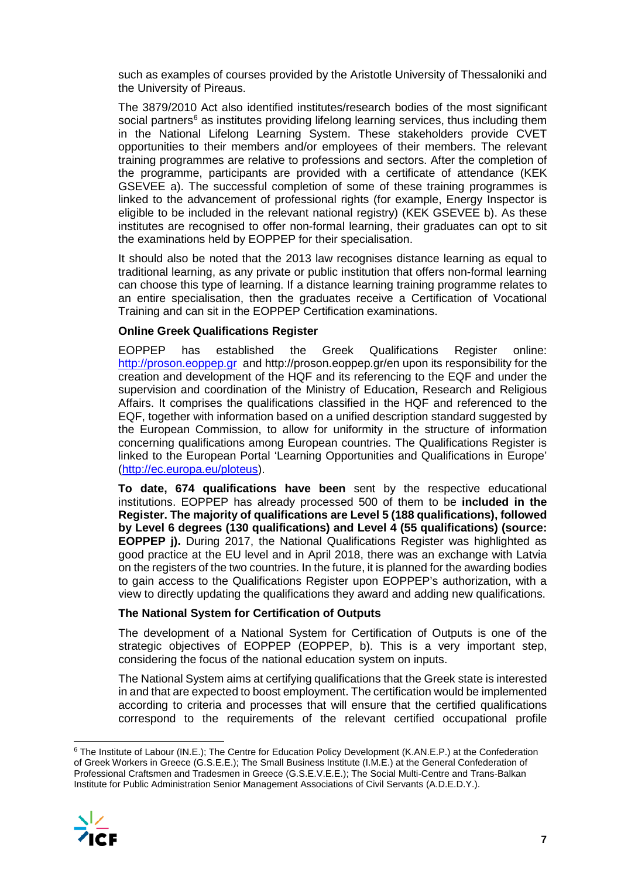such as examples of courses provided by the Aristotle University of Thessaloniki and the University of Pireaus.

The 3879/2010 Act also identified institutes/research bodies of the most significant social partners[6] as institutes providing lifelong learning services, thus including them in the National Lifelong Learning System. These stakeholders provide CVET opportunities to their members and/or employees of their members. The relevant training programmes are relative to professions and sectors. After the completion of the programme, participants are provided with a certificate of attendance (KEK GSEVEE a). The successful completion of some of these training programmes is linked to the advancement of professional rights (for example, Energy Inspector is eligible to be included in the relevant national registry) (KEK GSEVEE b). As these institutes are recognised to offer non-formal learning, their graduates can opt to sit the examinations held by EOPPEP for their specialisation.

It should also be noted that the 2013 law recognises distance learning as equal to traditional learning, as any private or public institution that offers non-formal learning can choose this type of learning. If a distance learning training programme relates to an entire specialisation, then the graduates receive a Certification of Vocational Training and can sit in the EOPPEP Certification examinations.

**Online Greek Qualifications Register**

EOPPEP has established the Greek Qualifications Register online: http://proson.eoppep.gr and http://proson.eoppep.gr/en upon its responsibility for the creation and development of the HQF and its referencing to the EQF and under the supervision and coordination of the Ministry of Education, Research and Religious Affairs. It comprises the qualifications classified in the HQF and referenced to the EQF, together with information based on a unified description standard suggested by the European Commission, to allow for uniformity in the structure of information concerning qualifications among European countries. The Qualifications Register is linked to the European Portal 'Learning Opportunities and Qualifications in Europe' (http://ec.europa.eu/ploteus).

**To date, 674 qualifications have been** sent by the respective educational institutions. EOPPEP has already processed 500 of them to be **included in the Register. The majority of qualifications are Level 5 (188 qualifications), followed by Level 6 degrees (130 qualifications) and Level 4 (55 qualifications) (source: EOPPEP j).** During 2017, the National Qualifications Register was highlighted as good practice at the EU level and in April 2018, there was an exchange with Latvia on the registers of the two countries. In the future, it is planned for the awarding bodies to gain access to the Qualifications Register upon EOPPEP's authorization, with a view to directly updating the qualifications they award and adding new qualifications.

**The National System for Certification of Outputs**

The development of a National System for Certification of Outputs is one of the strategic objectives of EOPPEP (EOPPEP, b). This is a very important step, considering the focus of the national education system on inputs.

The National System aims at certifying qualifications that the Greek state is interested in and that are expected to boost employment. The certification would be implemented according to criteria and processes that will ensure that the certified qualifications correspond to the requirements of the relevant certified occupational profile

[6] The Institute of Labour (IN.E.); The Centre for Education Policy Development (K.AN.E.P.) at the Confederation of Greek Workers in Greece (G.S.E.E.); The Small Business Institute (I.M.E.) at the General Confederation of Professional Craftsmen and Tradesmen in Greece (G.S.E.V.E.E.); The Social Multi-Centre and Trans-Balkan Institute for Public Administration Senior Management Associations of Civil Servants (A.D.E.D.Y.).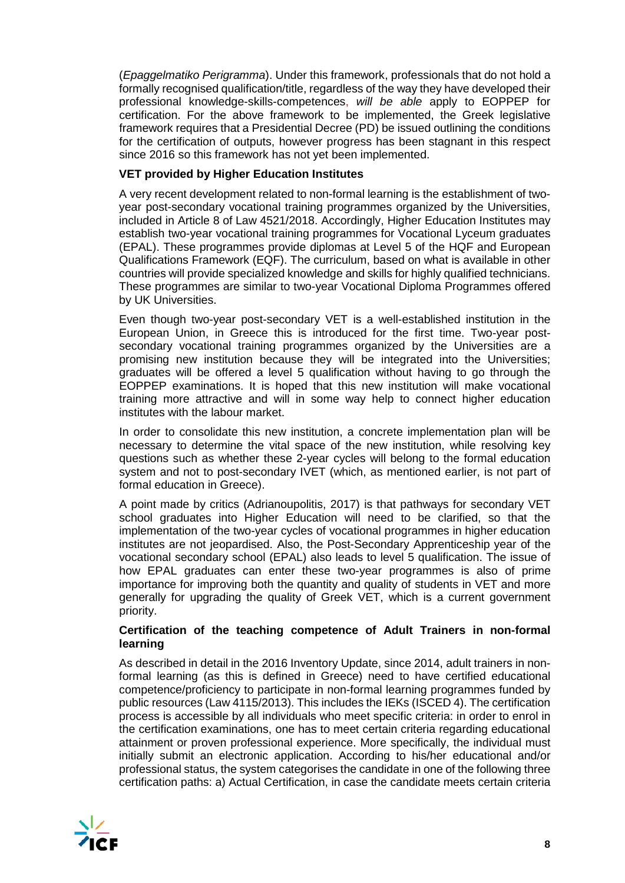(*Epaggelmatiko Perigramma*). Under this framework, professionals that do not hold a formally recognised qualification/title, regardless of the way they have developed their professional knowledge-skills-competences, *will be able* apply to EOPPEP for certification. For the above framework to be implemented, the Greek legislative framework requires that a Presidential Decree (PD) be issued outlining the conditions for the certification of outputs, however progress has been stagnant in this respect since 2016 so this framework has not yet been implemented.

**VET provided by Higher Education Institutes**

A very recent development related to non-formal learning is the establishment of two-year post-secondary vocational training programmes organized by the Universities, included in Article 8 of Law 4521/2018. Accordingly, Higher Education Institutes may establish two-year vocational training programmes for Vocational Lyceum graduates (EPAL). These programmes provide diplomas at Level 5 of the HQF and European Qualifications Framework (EQF). The curriculum, based on what is available in other countries will provide specialized knowledge and skills for highly qualified technicians. These programmes are similar to two-year Vocational Diploma Programmes offered by UK Universities.

Even though two-year post-secondary VET is a well-established institution in the European Union, in Greece this is introduced for the first time. Two-year post-secondary vocational training programmes organized by the Universities are a promising new institution because they will be integrated into the Universities; graduates will be offered a level 5 qualification without having to go through the EOPPEP examinations. It is hoped that this new institution will make vocational training more attractive and will in some way help to connect higher education institutes with the labour market.

In order to consolidate this new institution, a concrete implementation plan will be necessary to determine the vital space of the new institution, while resolving key questions such as whether these 2-year cycles will belong to the formal education system and not to post-secondary IVET (which, as mentioned earlier, is not part of formal education in Greece).

A point made by critics (Adrianoupolitis, 2017) is that pathways for secondary VET school graduates into Higher Education will need to be clarified, so that the implementation of the two-year cycles of vocational programmes in higher education institutes are not jeopardised. Also, the Post-Secondary Apprenticeship year of the vocational secondary school (EPAL) also leads to level 5 qualification. The issue of how EPAL graduates can enter these two-year programmes is also of prime importance for improving both the quantity and quality of students in VET and more generally for upgrading the quality of Greek VET, which is a current government priority.

**Certification of the teaching competence of Adult Trainers in non-formal learning**

As described in detail in the 2016 Inventory Update, since 2014, adult trainers in non-formal learning (as this is defined in Greece) need to have certified educational competence/proficiency to participate in non-formal learning programmes funded by public resources (Law 4115/2013). This includes the IEKs (ISCED 4). The certification process is accessible by all individuals who meet specific criteria: in order to enrol in the certification examinations, one has to meet certain criteria regarding educational attainment or proven professional experience. More specifically, the individual must initially submit an electronic application. According to his/her educational and/or professional status, the system categorises the candidate in one of the following three certification paths: a) Actual Certification, in case the candidate meets certain criteria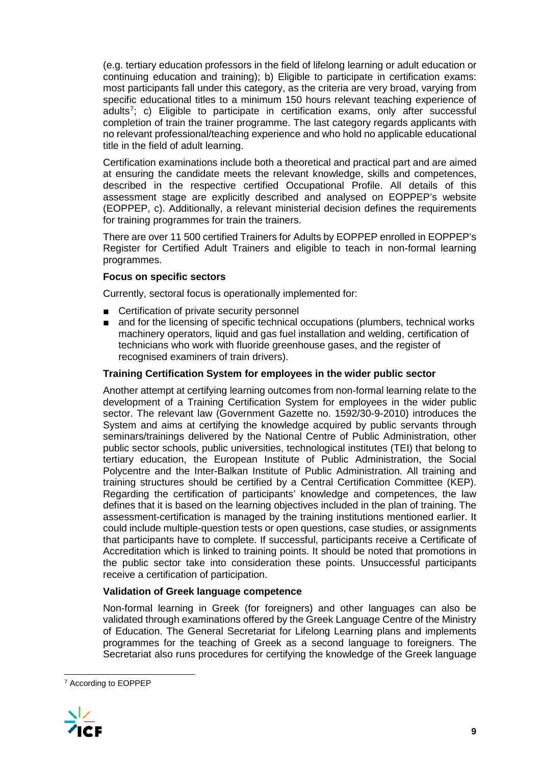(e.g. tertiary education professors in the field of lifelong learning or adult education or continuing education and training); b) Eligible to participate in certification exams: most participants fall under this category, as the criteria are very broad, varying from specific educational titles to a minimum 150 hours relevant teaching experience of adults[7]; c) Eligible to participate in certification exams, only after successful completion of train the trainer programme. The last category regards applicants with no relevant professional/teaching experience and who hold no applicable educational title in the field of adult learning.

Certification examinations include both a theoretical and practical part and are aimed at ensuring the candidate meets the relevant knowledge, skills and competences, described in the respective certified Occupational Profile. All details of this assessment stage are explicitly described and analysed on EOPPEP's website (EOPPEP, c). Additionally, a relevant ministerial decision defines the requirements for training programmes for train the trainers.

There are over 11 500 certified Trainers for Adults by EOPPEP enrolled in EOPPEP's Register for Certified Adult Trainers and eligible to teach in non-formal learning programmes.

**Focus on specific sectors**

Currently, sectoral focus is operationally implemented for:

- Certification of private security personnel
- and for the licensing of specific technical occupations (plumbers, technical works machinery operators, liquid and gas fuel installation and welding, certification of technicians who work with fluoride greenhouse gases, and the register of recognised examiners of train drivers).

**Training Certification System for employees in the wider public sector**

Another attempt at certifying learning outcomes from non-formal learning relate to the development of a Training Certification System for employees in the wider public sector. The relevant law (Government Gazette no. 1592/30-9-2010) introduces the System and aims at certifying the knowledge acquired by public servants through seminars/trainings delivered by the National Centre of Public Administration, other public sector schools, public universities, technological institutes (TEI) that belong to tertiary education, the European Institute of Public Administration, the Social Polycentre and the Inter-Balkan Institute of Public Administration. All training and training structures should be certified by a Central Certification Committee (KEP). Regarding the certification of participants' knowledge and competences, the law defines that it is based on the learning objectives included in the plan of training. The assessment-certification is managed by the training institutions mentioned earlier. It could include multiple-question tests or open questions, case studies, or assignments that participants have to complete. If successful, participants receive a Certificate of Accreditation which is linked to training points. It should be noted that promotions in the public sector take into consideration these points. Unsuccessful participants receive a certification of participation.

**Validation of Greek language competence**

Non-formal learning in Greek (for foreigners) and other languages can also be validated through examinations offered by the Greek Language Centre of the Ministry of Education. The General Secretariat for Lifelong Learning plans and implements programmes for the teaching of Greek as a second language to foreigners. The Secretariat also runs procedures for certifying the knowledge of the Greek language

[7] According to EOPPEP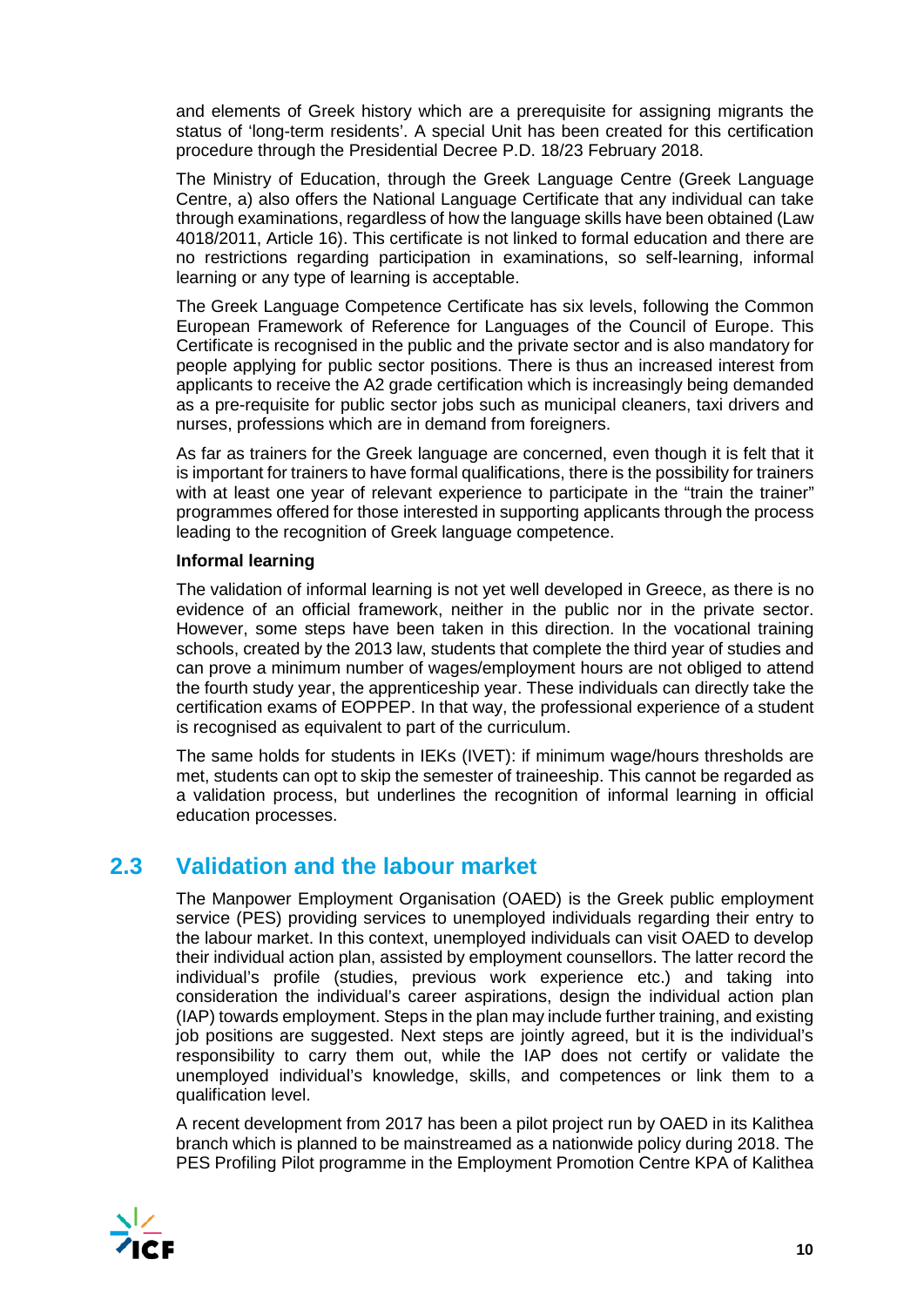and elements of Greek history which are a prerequisite for assigning migrants the status of 'long-term residents'. A special Unit has been created for this certification procedure through the Presidential Decree P.D. 18/23 February 2018.

The Ministry of Education, through the Greek Language Centre (Greek Language Centre, a) also offers the National Language Certificate that any individual can take through examinations, regardless of how the language skills have been obtained (Law 4018/2011, Article 16). This certificate is not linked to formal education and there are no restrictions regarding participation in examinations, so self-learning, informal learning or any type of learning is acceptable.

The Greek Language Competence Certificate has six levels, following the Common European Framework of Reference for Languages of the Council of Europe. This Certificate is recognised in the public and the private sector and is also mandatory for people applying for public sector positions. There is thus an increased interest from applicants to receive the A2 grade certification which is increasingly being demanded as a pre-requisite for public sector jobs such as municipal cleaners, taxi drivers and nurses, professions which are in demand from foreigners.

As far as trainers for the Greek language are concerned, even though it is felt that it is important for trainers to have formal qualifications, there is the possibility for trainers with at least one year of relevant experience to participate in the "train the trainer" programmes offered for those interested in supporting applicants through the process leading to the recognition of Greek language competence.

**Informal learning**

The validation of informal learning is not yet well developed in Greece, as there is no evidence of an official framework, neither in the public nor in the private sector. However, some steps have been taken in this direction. In the vocational training schools, created by the 2013 law, students that complete the third year of studies and can prove a minimum number of wages/employment hours are not obliged to attend the fourth study year, the apprenticeship year. These individuals can directly take the certification exams of EOPPEP. In that way, the professional experience of a student is recognised as equivalent to part of the curriculum.

The same holds for students in IEKs (IVET): if minimum wage/hours thresholds are met, students can opt to skip the semester of traineeship. This cannot be regarded as a validation process, but underlines the recognition of informal learning in official education processes.

## 2.3 Validation and the labour market

The Manpower Employment Organisation (OAED) is the Greek public employment service (PES) providing services to unemployed individuals regarding their entry to the labour market. In this context, unemployed individuals can visit OAED to develop their individual action plan, assisted by employment counsellors. The latter record the individual's profile (studies, previous work experience etc.) and taking into consideration the individual's career aspirations, design the individual action plan (IAP) towards employment. Steps in the plan may include further training, and existing job positions are suggested. Next steps are jointly agreed, but it is the individual's responsibility to carry them out, while the IAP does not certify or validate the unemployed individual's knowledge, skills, and competences or link them to a qualification level.

A recent development from 2017 has been a pilot project run by OAED in its Kalithea branch which is planned to be mainstreamed as a nationwide policy during 2018. The PES Profiling Pilot programme in the Employment Promotion Centre KPA of Kalithea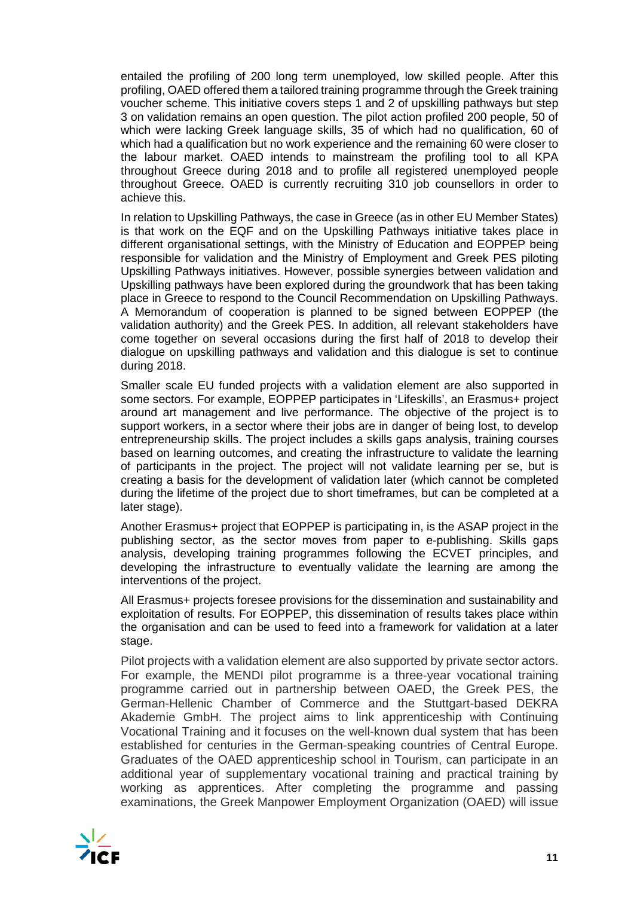entailed the profiling of 200 long term unemployed, low skilled people. After this profiling, OAED offered them a tailored training programme through the Greek training voucher scheme. This initiative covers steps 1 and 2 of upskilling pathways but step 3 on validation remains an open question. The pilot action profiled 200 people, 50 of which were lacking Greek language skills, 35 of which had no qualification, 60 of which had a qualification but no work experience and the remaining 60 were closer to the labour market. OAED intends to mainstream the profiling tool to all KPA throughout Greece during 2018 and to profile all registered unemployed people throughout Greece. OAED is currently recruiting 310 job counsellors in order to achieve this.

In relation to Upskilling Pathways, the case in Greece (as in other EU Member States) is that work on the EQF and on the Upskilling Pathways initiative takes place in different organisational settings, with the Ministry of Education and EOPPEP being responsible for validation and the Ministry of Employment and Greek PES piloting Upskilling Pathways initiatives. However, possible synergies between validation and Upskilling pathways have been explored during the groundwork that has been taking place in Greece to respond to the Council Recommendation on Upskilling Pathways. A Memorandum of cooperation is planned to be signed between EOPPEP (the validation authority) and the Greek PES. In addition, all relevant stakeholders have come together on several occasions during the first half of 2018 to develop their dialogue on upskilling pathways and validation and this dialogue is set to continue during 2018.

Smaller scale EU funded projects with a validation element are also supported in some sectors. For example, EOPPEP participates in 'Lifeskills', an Erasmus+ project around art management and live performance. The objective of the project is to support workers, in a sector where their jobs are in danger of being lost, to develop entrepreneurship skills. The project includes a skills gaps analysis, training courses based on learning outcomes, and creating the infrastructure to validate the learning of participants in the project. The project will not validate learning per se, but is creating a basis for the development of validation later (which cannot be completed during the lifetime of the project due to short timeframes, but can be completed at a later stage).

Another Erasmus+ project that EOPPEP is participating in, is the ASAP project in the publishing sector, as the sector moves from paper to e-publishing. Skills gaps analysis, developing training programmes following the ECVET principles, and developing the infrastructure to eventually validate the learning are among the interventions of the project.

All Erasmus+ projects foresee provisions for the dissemination and sustainability and exploitation of results. For EOPPEP, this dissemination of results takes place within the organisation and can be used to feed into a framework for validation at a later stage.

Pilot projects with a validation element are also supported by private sector actors. For example, the MENDI pilot programme is a three-year vocational training programme carried out in partnership between OAED, the Greek PES, the German-Hellenic Chamber of Commerce and the Stuttgart-based DEKRA Akademie GmbH. The project aims to link apprenticeship with Continuing Vocational Training and it focuses on the well-known dual system that has been established for centuries in the German-speaking countries of Central Europe. Graduates of the OAED apprenticeship school in Tourism, can participate in an additional year of supplementary vocational training and practical training by working as apprentices. After completing the programme and passing examinations, the Greek Manpower Employment Organization (OAED) will issue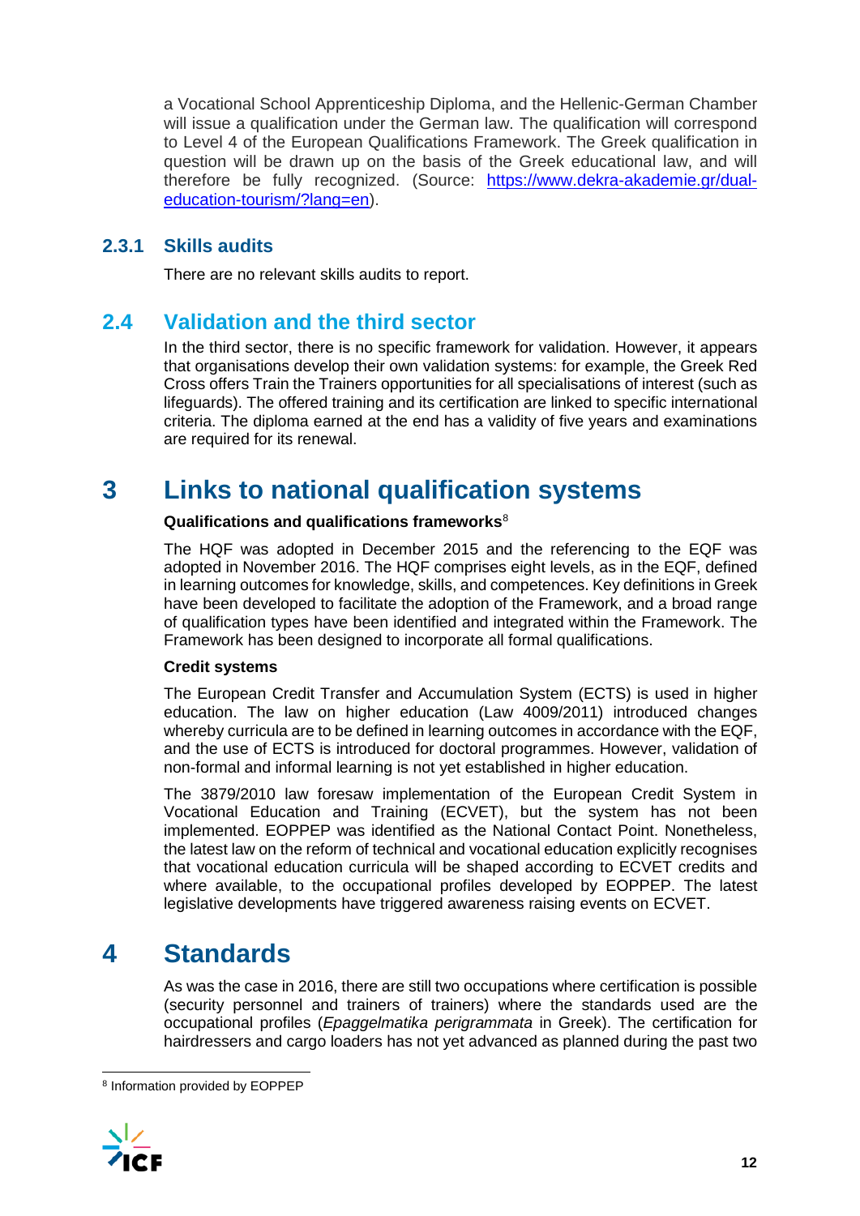a Vocational School Apprenticeship Diploma, and the Hellenic-German Chamber will issue a qualification under the German law. The qualification will correspond to Level 4 of the European Qualifications Framework. The Greek qualification in question will be drawn up on the basis of the Greek educational law, and will therefore be fully recognized. (Source: [https://www.dekra-akademie.gr/dual-education-tourism/?lang=en](https://www.dekra-akademie.gr/dual-education-tourism/?lang=en)).

### 2.3.1 Skills audits

There are no relevant skills audits to report.

## 2.4 Validation and the third sector

In the third sector, there is no specific framework for validation. However, it appears that organisations develop their own validation systems: for example, the Greek Red Cross offers Train the Trainers opportunities for all specialisations of interest (such as lifeguards). The offered training and its certification are linked to specific international criteria. The diploma earned at the end has a validity of five years and examinations are required for its renewal.

# 3 Links to national qualification systems

**Qualifications and qualifications frameworks**[8]

The HQF was adopted in December 2015 and the referencing to the EQF was adopted in November 2016. The HQF comprises eight levels, as in the EQF, defined in learning outcomes for knowledge, skills, and competences. Key definitions in Greek have been developed to facilitate the adoption of the Framework, and a broad range of qualification types have been identified and integrated within the Framework. The Framework has been designed to incorporate all formal qualifications.

**Credit systems**

The European Credit Transfer and Accumulation System (ECTS) is used in higher education. The law on higher education (Law 4009/2011) introduced changes whereby curricula are to be defined in learning outcomes in accordance with the EQF, and the use of ECTS is introduced for doctoral programmes. However, validation of non-formal and informal learning is not yet established in higher education.

The 3879/2010 law foresaw implementation of the European Credit System in Vocational Education and Training (ECVET), but the system has not been implemented. EOPPEP was identified as the National Contact Point. Nonetheless, the latest law on the reform of technical and vocational education explicitly recognises that vocational education curricula will be shaped according to ECVET credits and where available, to the occupational profiles developed by EOPPEP. The latest legislative developments have triggered awareness raising events on ECVET.

# 4 Standards

As was the case in 2016, there are still two occupations where certification is possible (security personnel and trainers of trainers) where the standards used are the occupational profiles (*Epaggelmatika perigrammata* in Greek). The certification for hairdressers and cargo loaders has not yet advanced as planned during the past two

[8] Information provided by EOPPEP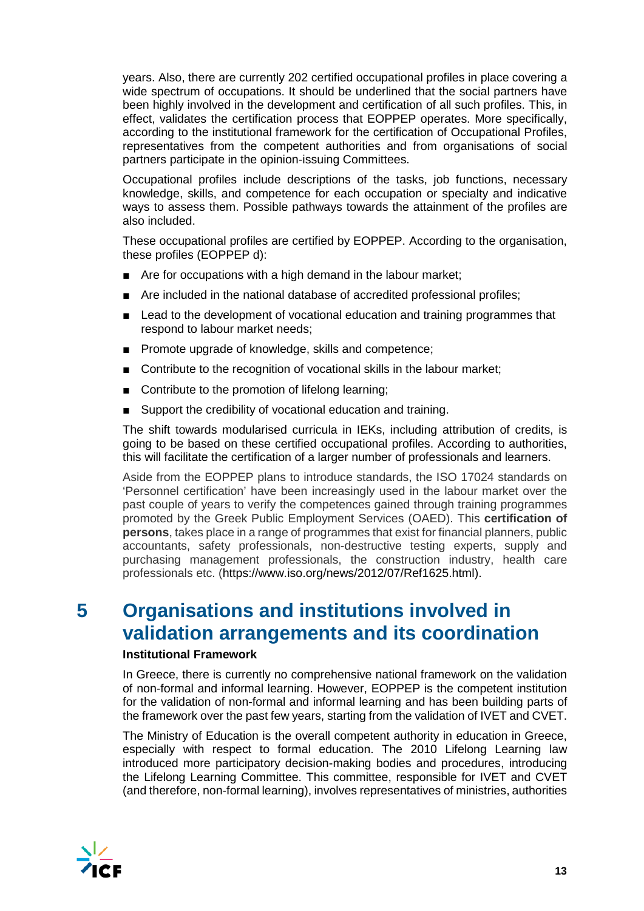years. Also, there are currently 202 certified occupational profiles in place covering a wide spectrum of occupations. It should be underlined that the social partners have been highly involved in the development and certification of all such profiles. This, in effect, validates the certification process that EOPPEP operates. More specifically, according to the institutional framework for the certification of Occupational Profiles, representatives from the competent authorities and from organisations of social partners participate in the opinion-issuing Committees.

Occupational profiles include descriptions of the tasks, job functions, necessary knowledge, skills, and competence for each occupation or specialty and indicative ways to assess them. Possible pathways towards the attainment of the profiles are also included.

These occupational profiles are certified by EOPPEP. According to the organisation, these profiles (EOPPEP d):

- Are for occupations with a high demand in the labour market;
- Are included in the national database of accredited professional profiles;
- Lead to the development of vocational education and training programmes that respond to labour market needs;
- Promote upgrade of knowledge, skills and competence;
- Contribute to the recognition of vocational skills in the labour market;
- Contribute to the promotion of lifelong learning;
- Support the credibility of vocational education and training.

The shift towards modularised curricula in IEKs, including attribution of credits, is going to be based on these certified occupational profiles. According to authorities, this will facilitate the certification of a larger number of professionals and learners.

Aside from the EOPPEP plans to introduce standards, the ISO 17024 standards on 'Personnel certification' have been increasingly used in the labour market over the past couple of years to verify the competences gained through training programmes promoted by the Greek Public Employment Services (OAED). This **certification of persons**, takes place in a range of programmes that exist for financial planners, public accountants, safety professionals, non-destructive testing experts, supply and purchasing management professionals, the construction industry, health care professionals etc. (https://www.iso.org/news/2012/07/Ref1625.html).

# 5 Organisations and institutions involved in validation arrangements and its coordination

**Institutional Framework**

In Greece, there is currently no comprehensive national framework on the validation of non-formal and informal learning. However, EOPPEP is the competent institution for the validation of non-formal and informal learning and has been building parts of the framework over the past few years, starting from the validation of IVET and CVET.

The Ministry of Education is the overall competent authority in education in Greece, especially with respect to formal education. The 2010 Lifelong Learning law introduced more participatory decision-making bodies and procedures, introducing the Lifelong Learning Committee. This committee, responsible for IVET and CVET (and therefore, non-formal learning), involves representatives of ministries, authorities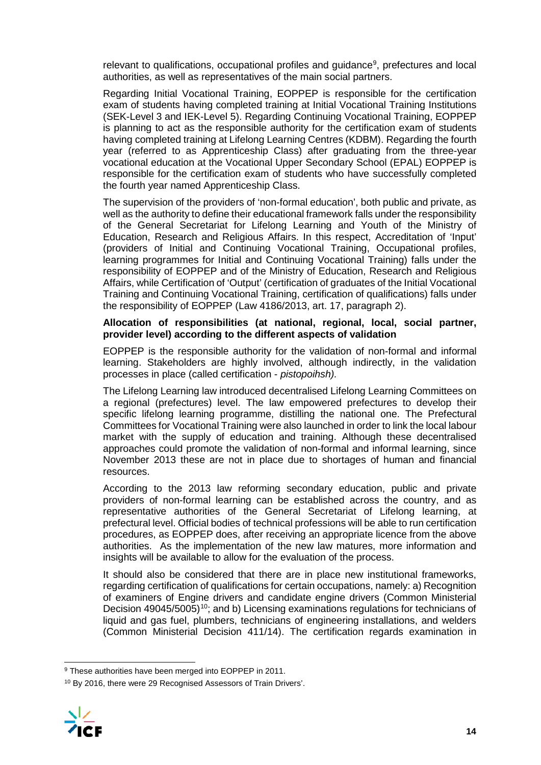relevant to qualifications, occupational profiles and guidance[9], prefectures and local authorities, as well as representatives of the main social partners.

Regarding Initial Vocational Training, EOPPEP is responsible for the certification exam of students having completed training at Initial Vocational Training Institutions (SEK-Level 3 and IEK-Level 5). Regarding Continuing Vocational Training, EOPPEP is planning to act as the responsible authority for the certification exam of students having completed training at Lifelong Learning Centres (KDBM). Regarding the fourth year (referred to as Apprenticeship Class) after graduating from the three-year vocational education at the Vocational Upper Secondary School (EPAL) EOPPEP is responsible for the certification exam of students who have successfully completed the fourth year named Apprenticeship Class.

The supervision of the providers of 'non-formal education', both public and private, as well as the authority to define their educational framework falls under the responsibility of the General Secretariat for Lifelong Learning and Youth of the Ministry of Education, Research and Religious Affairs. In this respect, Accreditation of 'Input' (providers of Initial and Continuing Vocational Training, Occupational profiles, learning programmes for Initial and Continuing Vocational Training) falls under the responsibility of EOPPEP and of the Ministry of Education, Research and Religious Affairs, while Certification of 'Output' (certification of graduates of the Initial Vocational Training and Continuing Vocational Training, certification of qualifications) falls under the responsibility of EOPPEP (Law 4186/2013, art. 17, paragraph 2).

**Allocation of responsibilities (at national, regional, local, social partner, provider level) according to the different aspects of validation**

EOPPEP is the responsible authority for the validation of non-formal and informal learning. Stakeholders are highly involved, although indirectly, in the validation processes in place (called certification - *pistopoihsh).*

The Lifelong Learning law introduced decentralised Lifelong Learning Committees on a regional (prefectures) level. The law empowered prefectures to develop their specific lifelong learning programme, distilling the national one. The Prefectural Committees for Vocational Training were also launched in order to link the local labour market with the supply of education and training. Although these decentralised approaches could promote the validation of non-formal and informal learning, since November 2013 these are not in place due to shortages of human and financial resources.

According to the 2013 law reforming secondary education, public and private providers of non-formal learning can be established across the country, and as representative authorities of the General Secretariat of Lifelong learning, at prefectural level. Official bodies of technical professions will be able to run certification procedures, as EOPPEP does, after receiving an appropriate licence from the above authorities. As the implementation of the new law matures, more information and insights will be available to allow for the evaluation of the process.

It should also be considered that there are in place new institutional frameworks, regarding certification of qualifications for certain occupations, namely: a) Recognition of examiners of Engine drivers and candidate engine drivers (Common Ministerial Decision 49045/5005)[10]; and b) Licensing examinations regulations for technicians of liquid and gas fuel, plumbers, technicians of engineering installations, and welders (Common Ministerial Decision 411/14). The certification regards examination in

[9] These authorities have been merged into EOPPEP in 2011.

[10] By 2016, there were 29 Recognised Assessors of Train Drivers'.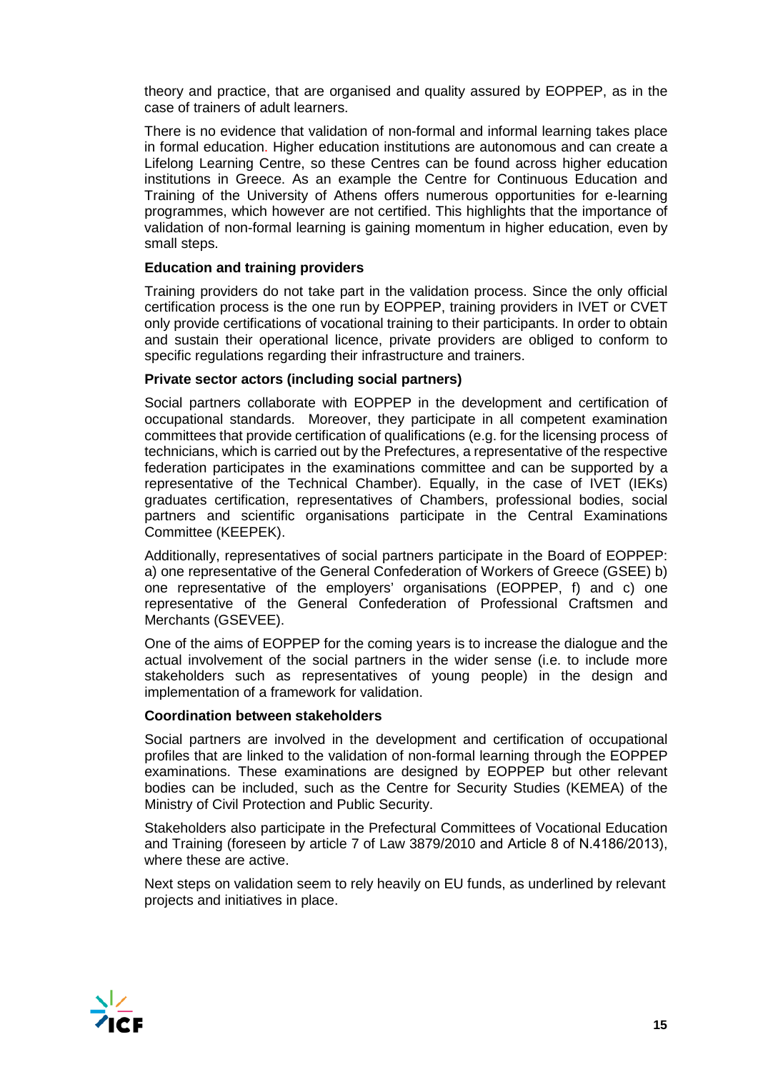theory and practice, that are organised and quality assured by EOPPEP, as in the case of trainers of adult learners.

There is no evidence that validation of non-formal and informal learning takes place in formal education. Higher education institutions are autonomous and can create a Lifelong Learning Centre, so these Centres can be found across higher education institutions in Greece. As an example the Centre for Continuous Education and Training of the University of Athens offers numerous opportunities for e-learning programmes, which however are not certified. This highlights that the importance of validation of non-formal learning is gaining momentum in higher education, even by small steps.

**Education and training providers**

Training providers do not take part in the validation process. Since the only official certification process is the one run by EOPPEP, training providers in IVET or CVET only provide certifications of vocational training to their participants. In order to obtain and sustain their operational licence, private providers are obliged to conform to specific regulations regarding their infrastructure and trainers.

**Private sector actors (including social partners)**

Social partners collaborate with EOPPEP in the development and certification of occupational standards. Moreover, they participate in all competent examination committees that provide certification of qualifications (e.g. for the licensing process of technicians, which is carried out by the Prefectures, a representative of the respective federation participates in the examinations committee and can be supported by a representative of the Technical Chamber). Equally, in the case of IVET (IEKs) graduates certification, representatives of Chambers, professional bodies, social partners and scientific organisations participate in the Central Examinations Committee (KEEPEK).

Additionally, representatives of social partners participate in the Board of EOPPEP: a) one representative of the General Confederation of Workers of Greece (GSEE) b) one representative of the employers' organisations (EOPPEP, f) and c) one representative of the General Confederation of Professional Craftsmen and Merchants (GSEVEE).

One of the aims of EOPPEP for the coming years is to increase the dialogue and the actual involvement of the social partners in the wider sense (i.e. to include more stakeholders such as representatives of young people) in the design and implementation of a framework for validation.

**Coordination between stakeholders**

Social partners are involved in the development and certification of occupational profiles that are linked to the validation of non-formal learning through the EOPPEP examinations. These examinations are designed by EOPPEP but other relevant bodies can be included, such as the Centre for Security Studies (KEMEA) of the Ministry of Civil Protection and Public Security.

Stakeholders also participate in the Prefectural Committees of Vocational Education and Training (foreseen by article 7 of Law 3879/2010 and Article 8 of N.4186/2013), where these are active.

Next steps on validation seem to rely heavily on EU funds, as underlined by relevant projects and initiatives in place.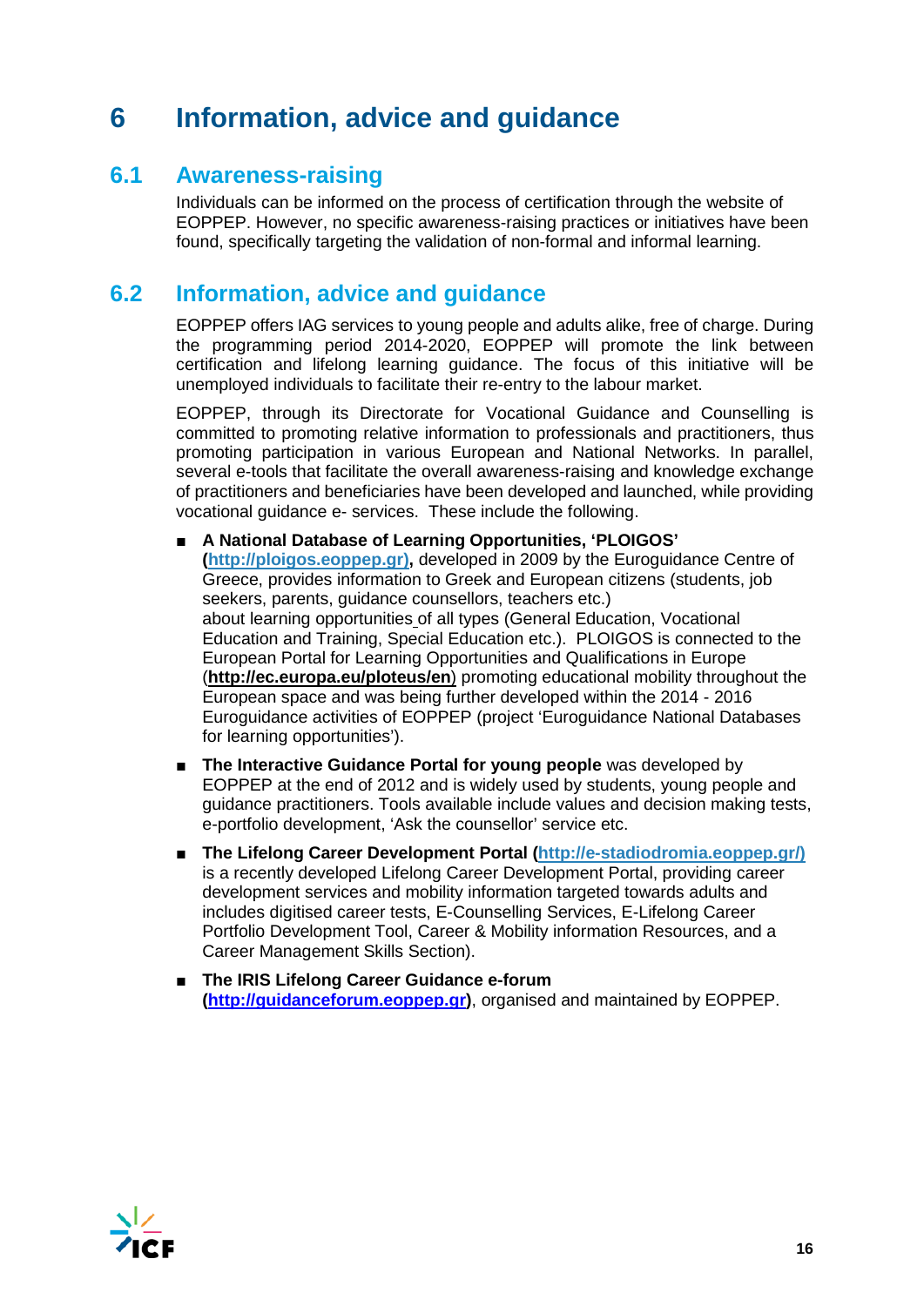# 6 Information, advice and guidance

## 6.1 Awareness-raising

Individuals can be informed on the process of certification through the website of EOPPEP. However, no specific awareness-raising practices or initiatives have been found, specifically targeting the validation of non-formal and informal learning.

## 6.2 Information, advice and guidance

EOPPEP offers IAG services to young people and adults alike, free of charge. During the programming period 2014-2020, EOPPEP will promote the link between certification and lifelong learning guidance. The focus of this initiative will be unemployed individuals to facilitate their re-entry to the labour market.

EOPPEP, through its Directorate for Vocational Guidance and Counselling is committed to promoting relative information to professionals and practitioners, thus promoting participation in various European and National Networks. In parallel, several e-tools that facilitate the overall awareness-raising and knowledge exchange of practitioners and beneficiaries have been developed and launched, while providing vocational guidance e- services. These include the following.

- **A National Database of Learning Opportunities, 'PLOIGOS' (http://ploigos.eoppep.gr),** developed in 2009 by the Euroguidance Centre of Greece, provides information to Greek and European citizens (students, job seekers, parents, guidance counsellors, teachers etc.) about learning opportunities of all types (General Education, Vocational Education and Training, Special Education etc.). PLOIGOS is connected to the European Portal for Learning Opportunities and Qualifications in Europe (**http://ec.europa.eu/ploteus/en**) promoting educational mobility throughout the European space and was being further developed within the 2014 - 2016 Euroguidance activities of EOPPEP (project 'Euroguidance National Databases for learning opportunities').
- **The Interactive Guidance Portal for young people** was developed by EOPPEP at the end of 2012 and is widely used by students, young people and guidance practitioners. Tools available include values and decision making tests, e-portfolio development, 'Ask the counsellor' service etc.
- **The Lifelong Career Development Portal (http://e-stadiodromia.eoppep.gr/)** is a recently developed Lifelong Career Development Portal, providing career development services and mobility information targeted towards adults and includes digitised career tests, E-Counselling Services, E-Lifelong Career Portfolio Development Tool, Career & Mobility information Resources, and a Career Management Skills Section).
- **The IRIS Lifelong Career Guidance e-forum (http://guidanceforum.eoppep.gr)**, organised and maintained by EOPPEP.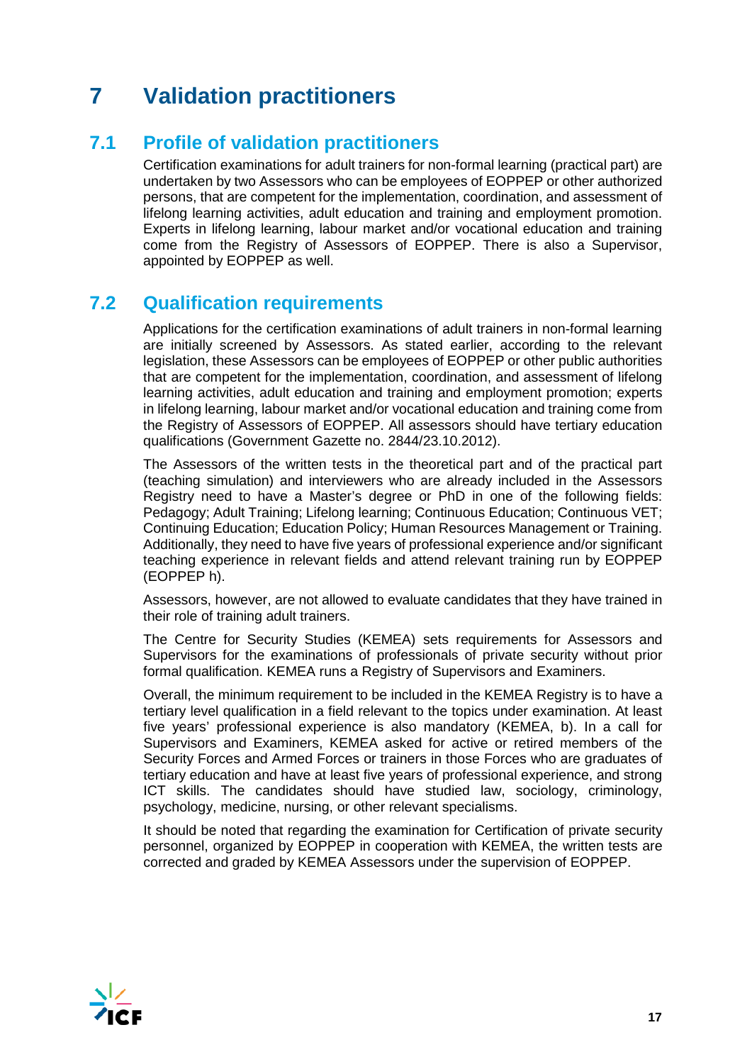# 7 Validation practitioners

## 7.1 Profile of validation practitioners

Certification examinations for adult trainers for non-formal learning (practical part) are undertaken by two Assessors who can be employees of EOPPEP or other authorized persons, that are competent for the implementation, coordination, and assessment of lifelong learning activities, adult education and training and employment promotion. Experts in lifelong learning, labour market and/or vocational education and training come from the Registry of Assessors of EOPPEP. There is also a Supervisor, appointed by EOPPEP as well.

## 7.2 Qualification requirements

Applications for the certification examinations of adult trainers in non-formal learning are initially screened by Assessors. As stated earlier, according to the relevant legislation, these Assessors can be employees of EOPPEP or other public authorities that are competent for the implementation, coordination, and assessment of lifelong learning activities, adult education and training and employment promotion; experts in lifelong learning, labour market and/or vocational education and training come from the Registry of Assessors of EOPPEP. All assessors should have tertiary education qualifications (Government Gazette no. 2844/23.10.2012).

The Assessors of the written tests in the theoretical part and of the practical part (teaching simulation) and interviewers who are already included in the Assessors Registry need to have a Master's degree or PhD in one of the following fields: Pedagogy; Adult Training; Lifelong learning; Continuous Education; Continuous VET; Continuing Education; Education Policy; Human Resources Management or Training. Additionally, they need to have five years of professional experience and/or significant teaching experience in relevant fields and attend relevant training run by EOPPEP (EOPPEP h).

Assessors, however, are not allowed to evaluate candidates that they have trained in their role of training adult trainers.

The Centre for Security Studies (KEMEA) sets requirements for Assessors and Supervisors for the examinations of professionals of private security without prior formal qualification. KEMEA runs a Registry of Supervisors and Examiners.

Overall, the minimum requirement to be included in the KEMEA Registry is to have a tertiary level qualification in a field relevant to the topics under examination. At least five years' professional experience is also mandatory (KEMEA, b). In a call for Supervisors and Examiners, KEMEA asked for active or retired members of the Security Forces and Armed Forces or trainers in those Forces who are graduates of tertiary education and have at least five years of professional experience, and strong ICT skills. The candidates should have studied law, sociology, criminology, psychology, medicine, nursing, or other relevant specialisms.

It should be noted that regarding the examination for Certification of private security personnel, organized by EOPPEP in cooperation with KEMEA, the written tests are corrected and graded by KEMEA Assessors under the supervision of EOPPEP.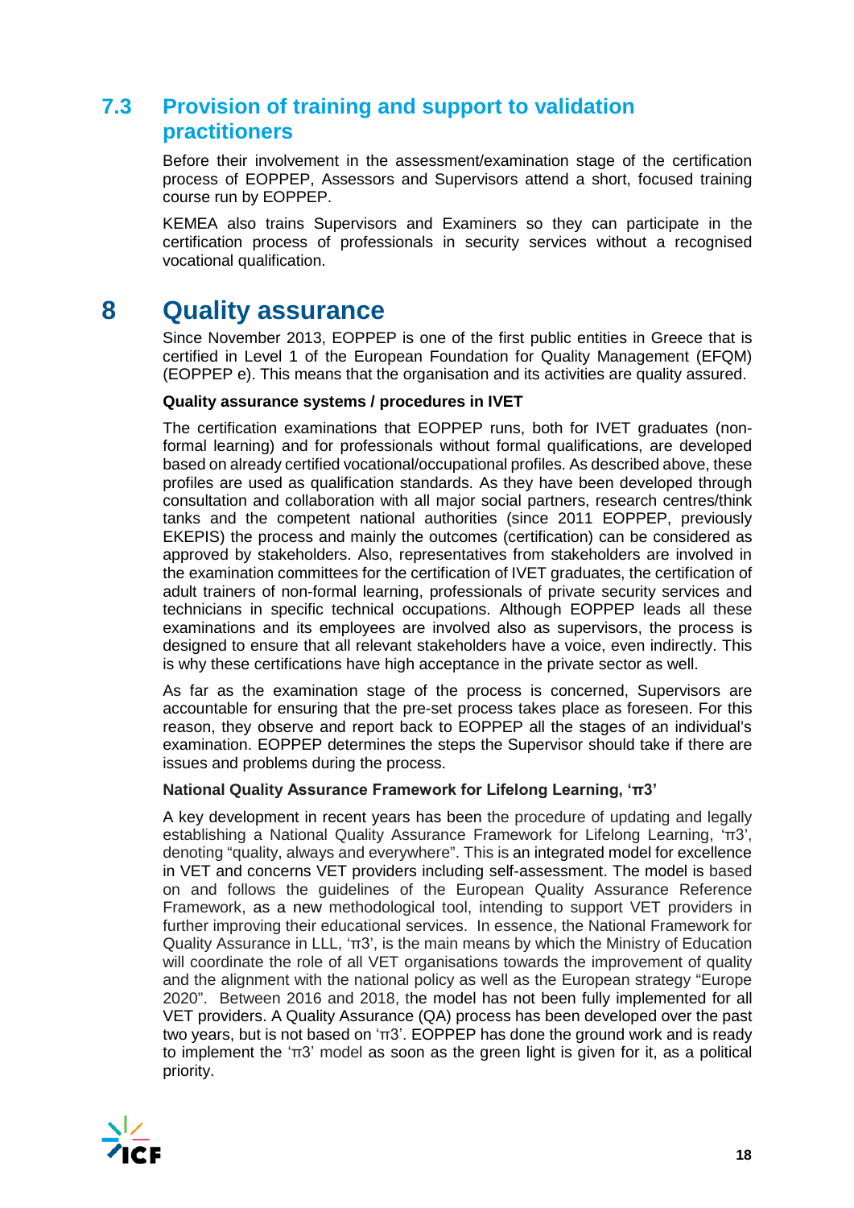## 7.3 Provision of training and support to validation practitioners

Before their involvement in the assessment/examination stage of the certification process of EOPPEP, Assessors and Supervisors attend a short, focused training course run by EOPPEP.

KEMEA also trains Supervisors and Examiners so they can participate in the certification process of professionals in security services without a recognised vocational qualification.

# 8 Quality assurance

Since November 2013, EOPPEP is one of the first public entities in Greece that is certified in Level 1 of the European Foundation for Quality Management (EFQM) (EOPPEP e). This means that the organisation and its activities are quality assured.

**Quality assurance systems / procedures in IVET**

The certification examinations that EOPPEP runs, both for IVET graduates (non-formal learning) and for professionals without formal qualifications, are developed based on already certified vocational/occupational profiles. As described above, these profiles are used as qualification standards. As they have been developed through consultation and collaboration with all major social partners, research centres/think tanks and the competent national authorities (since 2011 EOPPEP, previously EKEPIS) the process and mainly the outcomes (certification) can be considered as approved by stakeholders. Also, representatives from stakeholders are involved in the examination committees for the certification of IVET graduates, the certification of adult trainers of non-formal learning, professionals of private security services and technicians in specific technical occupations. Although EOPPEP leads all these examinations and its employees are involved also as supervisors, the process is designed to ensure that all relevant stakeholders have a voice, even indirectly. This is why these certifications have high acceptance in the private sector as well.

As far as the examination stage of the process is concerned, Supervisors are accountable for ensuring that the pre-set process takes place as foreseen. For this reason, they observe and report back to EOPPEP all the stages of an individual's examination. EOPPEP determines the steps the Supervisor should take if there are issues and problems during the process.

**National Quality Assurance Framework for Lifelong Learning, 'π3'**

A key development in recent years has been the procedure of updating and legally establishing a National Quality Assurance Framework for Lifelong Learning, 'π3', denoting "quality, always and everywhere". This is an integrated model for excellence in VET and concerns VET providers including self-assessment. The model is based on and follows the guidelines of the European Quality Assurance Reference Framework, as a new methodological tool, intending to support VET providers in further improving their educational services. In essence, the National Framework for Quality Assurance in LLL, 'π3', is the main means by which the Ministry of Education will coordinate the role of all VET organisations towards the improvement of quality and the alignment with the national policy as well as the European strategy "Europe 2020". Between 2016 and 2018, the model has not been fully implemented for all VET providers. A Quality Assurance (QA) process has been developed over the past two years, but is not based on 'π3'. EOPPEP has done the ground work and is ready to implement the 'π3' model as soon as the green light is given for it, as a political priority.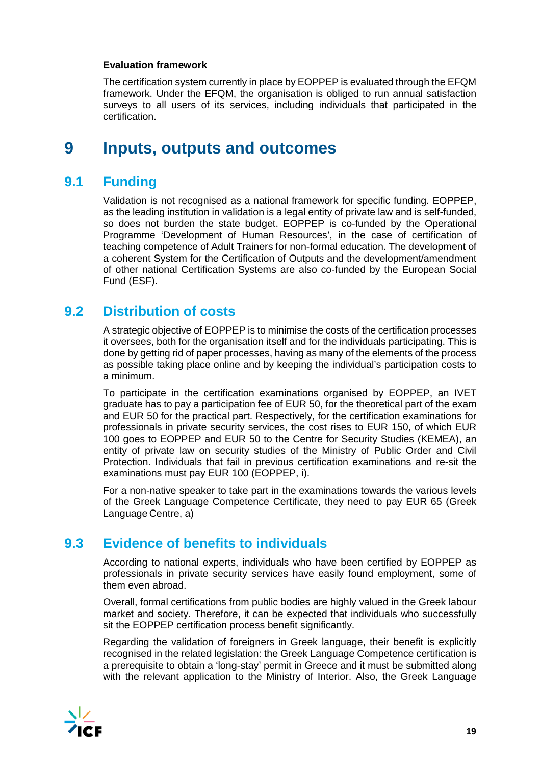**Evaluation framework**

The certification system currently in place by EOPPEP is evaluated through the EFQM framework. Under the EFQM, the organisation is obliged to run annual satisfaction surveys to all users of its services, including individuals that participated in the certification.

# 9 Inputs, outputs and outcomes

## 9.1 Funding

Validation is not recognised as a national framework for specific funding. EOPPEP, as the leading institution in validation is a legal entity of private law and is self-funded, so does not burden the state budget. EOPPEP is co-funded by the Operational Programme 'Development of Human Resources', in the case of certification of teaching competence of Adult Trainers for non-formal education. The development of a coherent System for the Certification of Outputs and the development/amendment of other national Certification Systems are also co-funded by the European Social Fund (ESF).

## 9.2 Distribution of costs

A strategic objective of EOPPEP is to minimise the costs of the certification processes it oversees, both for the organisation itself and for the individuals participating. This is done by getting rid of paper processes, having as many of the elements of the process as possible taking place online and by keeping the individual's participation costs to a minimum.

To participate in the certification examinations organised by EOPPEP, an IVET graduate has to pay a participation fee of EUR 50, for the theoretical part of the exam and EUR 50 for the practical part. Respectively, for the certification examinations for professionals in private security services, the cost rises to EUR 150, of which EUR 100 goes to EOPPEP and EUR 50 to the Centre for Security Studies (KEMEA), an entity of private law on security studies of the Ministry of Public Order and Civil Protection. Individuals that fail in previous certification examinations and re-sit the examinations must pay EUR 100 (EOPPEP, i).

For a non-native speaker to take part in the examinations towards the various levels of the Greek Language Competence Certificate, they need to pay EUR 65 (Greek Language Centre, a)

## 9.3 Evidence of benefits to individuals

According to national experts, individuals who have been certified by EOPPEP as professionals in private security services have easily found employment, some of them even abroad.

Overall, formal certifications from public bodies are highly valued in the Greek labour market and society. Therefore, it can be expected that individuals who successfully sit the EOPPEP certification process benefit significantly.

Regarding the validation of foreigners in Greek language, their benefit is explicitly recognised in the related legislation: the Greek Language Competence certification is a prerequisite to obtain a 'long-stay' permit in Greece and it must be submitted along with the relevant application to the Ministry of Interior. Also, the Greek Language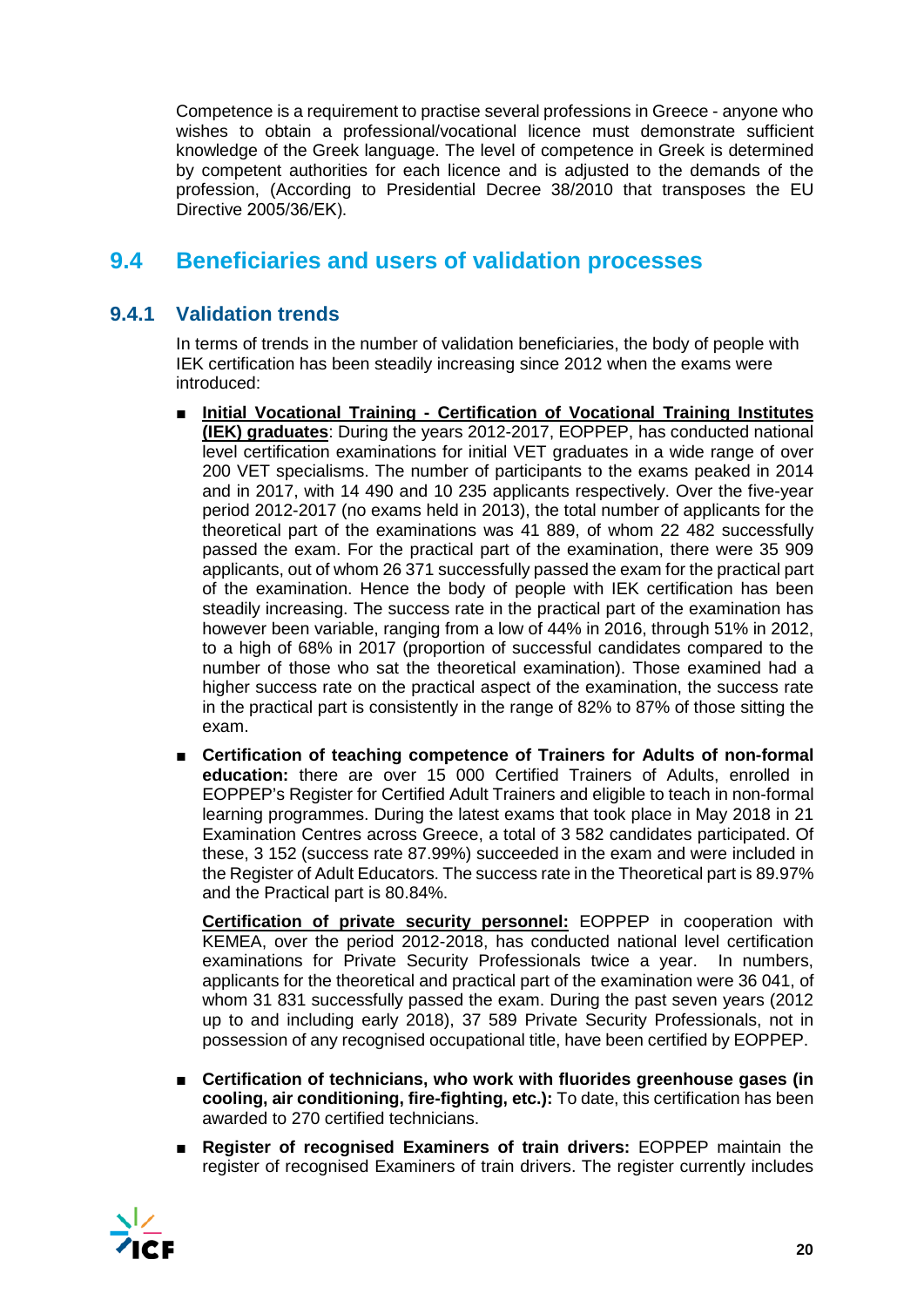Competence is a requirement to practise several professions in Greece - anyone who wishes to obtain a professional/vocational licence must demonstrate sufficient knowledge of the Greek language. The level of competence in Greek is determined by competent authorities for each licence and is adjusted to the demands of the profession, (According to Presidential Decree 38/2010 that transposes the EU Directive 2005/36/EK).

## 9.4 Beneficiaries and users of validation processes

### 9.4.1 Validation trends

In terms of trends in the number of validation beneficiaries, the body of people with IEK certification has been steadily increasing since 2012 when the exams were introduced:

- **Initial Vocational Training - Certification of Vocational Training Institutes (IEK) graduates**: During the years 2012-2017, EOPPEP, has conducted national level certification examinations for initial VET graduates in a wide range of over 200 VET specialisms. The number of participants to the exams peaked in 2014 and in 2017, with 14 490 and 10 235 applicants respectively. Over the five-year period 2012-2017 (no exams held in 2013), the total number of applicants for the theoretical part of the examinations was 41 889, of whom 22 482 successfully passed the exam. For the practical part of the examination, there were 35 909 applicants, out of whom 26 371 successfully passed the exam for the practical part of the examination. Hence the body of people with IEK certification has been steadily increasing. The success rate in the practical part of the examination has however been variable, ranging from a low of 44% in 2016, through 51% in 2012, to a high of 68% in 2017 (proportion of successful candidates compared to the number of those who sat the theoretical examination). Those examined had a higher success rate on the practical aspect of the examination, the success rate in the practical part is consistently in the range of 82% to 87% of those sitting the exam.

- **Certification of teaching competence of Trainers for Adults of non-formal education:** there are over 15 000 Certified Trainers of Adults, enrolled in EOPPEP's Register for Certified Adult Trainers and eligible to teach in non-formal learning programmes. During the latest exams that took place in May 2018 in 21 Examination Centres across Greece, a total of 3 582 candidates participated. Of these, 3 152 (success rate 87.99%) succeeded in the exam and were included in the Register of Adult Educators. The success rate in the Theoretical part is 89.97% and the Practical part is 80.84%.

  **Certification of private security personnel:** EOPPEP in cooperation with KEMEA, over the period 2012-2018, has conducted national level certification examinations for Private Security Professionals twice a year. In numbers, applicants for the theoretical and practical part of the examination were 36 041, of whom 31 831 successfully passed the exam. During the past seven years (2012 up to and including early 2018), 37 589 Private Security Professionals, not in possession of any recognised occupational title, have been certified by EOPPEP.

- **Certification of technicians, who work with fluorides greenhouse gases (in cooling, air conditioning, fire-fighting, etc.):** To date, this certification has been awarded to 270 certified technicians.

- **Register of recognised Examiners of train drivers:** EOPPEP maintain the register of recognised Examiners of train drivers. The register currently includes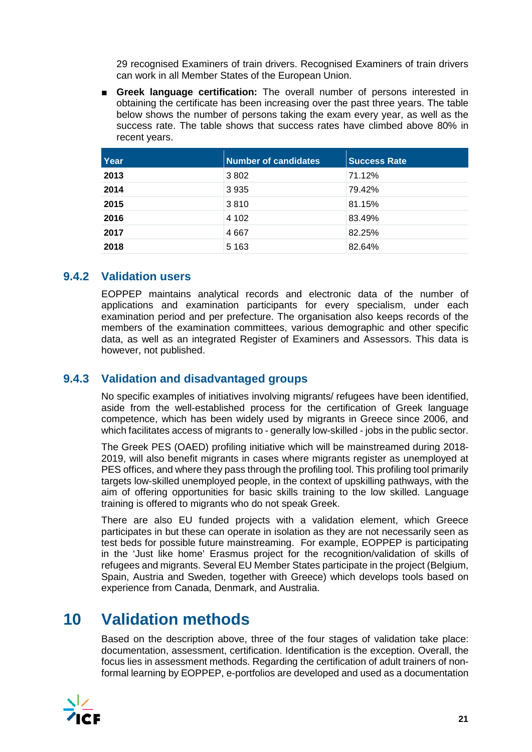29 recognised Examiners of train drivers. Recognised Examiners of train drivers can work in all Member States of the European Union.

- **Greek language certification:** The overall number of persons interested in obtaining the certificate has been increasing over the past three years. The table below shows the number of persons taking the exam every year, as well as the success rate. The table shows that success rates have climbed above 80% in recent years.

| Year | Number of candidates | Success Rate |
|---|---|---|
| **2013** | 3 802 | 71.12% |
| **2014** | 3 935 | 79.42% |
| **2015** | 3 810 | 81.15% |
| **2016** | 4 102 | 83.49% |
| **2017** | 4 667 | 82.25% |
| **2018** | 5 163 | 82.64% |

### 9.4.2 Validation users

EOPPEP maintains analytical records and electronic data of the number of applications and examination participants for every specialism, under each examination period and per prefecture. The organisation also keeps records of the members of the examination committees, various demographic and other specific data, as well as an integrated Register of Examiners and Assessors. This data is however, not published.

### 9.4.3 Validation and disadvantaged groups

No specific examples of initiatives involving migrants/ refugees have been identified, aside from the well-established process for the certification of Greek language competence, which has been widely used by migrants in Greece since 2006, and which facilitates access of migrants to - generally low-skilled - jobs in the public sector.

The Greek PES (OAED) profiling initiative which will be mainstreamed during 2018-2019, will also benefit migrants in cases where migrants register as unemployed at PES offices, and where they pass through the profiling tool. This profiling tool primarily targets low-skilled unemployed people, in the context of upskilling pathways, with the aim of offering opportunities for basic skills training to the low skilled. Language training is offered to migrants who do not speak Greek.

There are also EU funded projects with a validation element, which Greece participates in but these can operate in isolation as they are not necessarily seen as test beds for possible future mainstreaming. For example, EOPPEP is participating in the 'Just like home' Erasmus project for the recognition/validation of skills of refugees and migrants. Several EU Member States participate in the project (Belgium, Spain, Austria and Sweden, together with Greece) which develops tools based on experience from Canada, Denmark, and Australia.

# 10 Validation methods

Based on the description above, three of the four stages of validation take place: documentation, assessment, certification. Identification is the exception. Overall, the focus lies in assessment methods. Regarding the certification of adult trainers of non-formal learning by EOPPEP, e-portfolios are developed and used as a documentation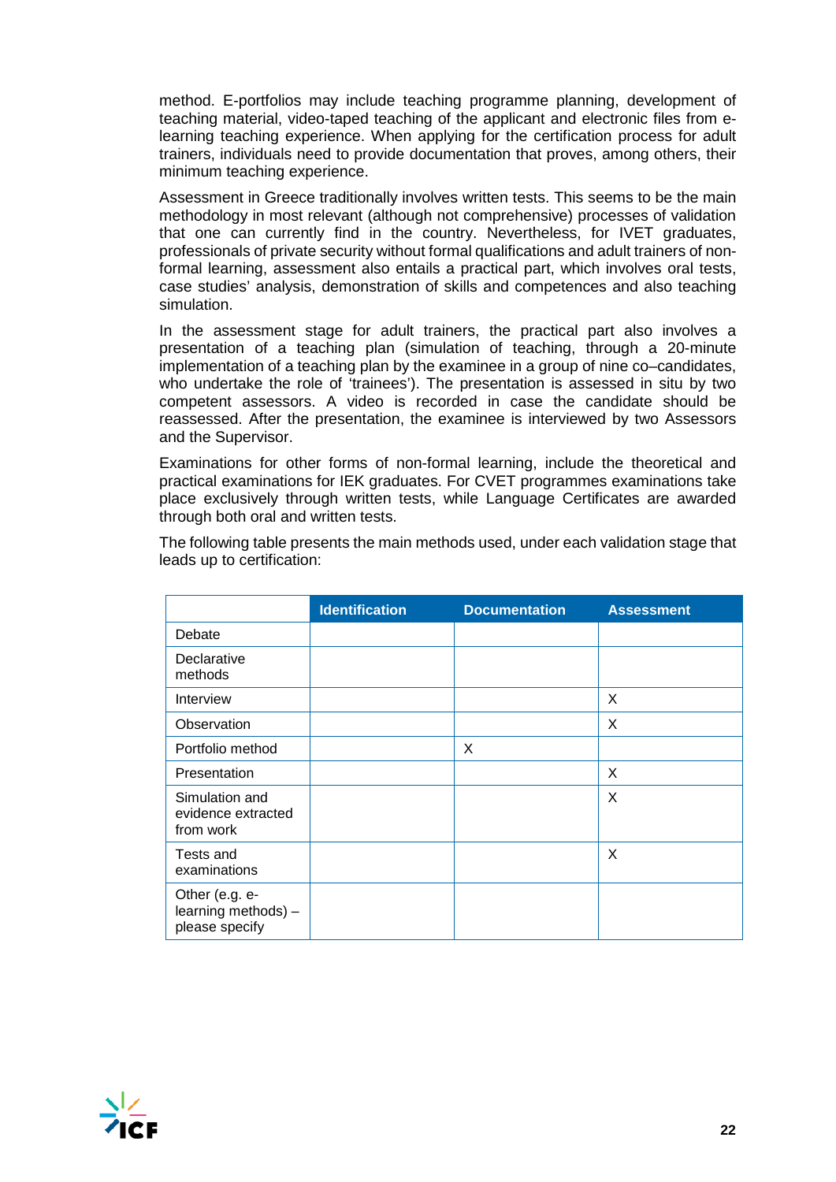method. E-portfolios may include teaching programme planning, development of teaching material, video-taped teaching of the applicant and electronic files from e-learning teaching experience. When applying for the certification process for adult trainers, individuals need to provide documentation that proves, among others, their minimum teaching experience.

Assessment in Greece traditionally involves written tests. This seems to be the main methodology in most relevant (although not comprehensive) processes of validation that one can currently find in the country. Nevertheless, for IVET graduates, professionals of private security without formal qualifications and adult trainers of non-formal learning, assessment also entails a practical part, which involves oral tests, case studies' analysis, demonstration of skills and competences and also teaching simulation.

In the assessment stage for adult trainers, the practical part also involves a presentation of a teaching plan (simulation of teaching, through a 20-minute implementation of a teaching plan by the examinee in a group of nine co–candidates, who undertake the role of 'trainees'). The presentation is assessed in situ by two competent assessors. A video is recorded in case the candidate should be reassessed. After the presentation, the examinee is interviewed by two Assessors and the Supervisor.

Examinations for other forms of non-formal learning, include the theoretical and practical examinations for IEK graduates. For CVET programmes examinations take place exclusively through written tests, while Language Certificates are awarded through both oral and written tests.

The following table presents the main methods used, under each validation stage that leads up to certification:

| | Identification | Documentation | Assessment |
|---|---|---|---|
| Debate | | | |
| Declarative methods | | | |
| Interview | | | X |
| Observation | | | X |
| Portfolio method | | X | |
| Presentation | | | X |
| Simulation and evidence extracted from work | | | X |
| Tests and examinations | | | X |
| Other (e.g. e-learning methods) – please specify | | | |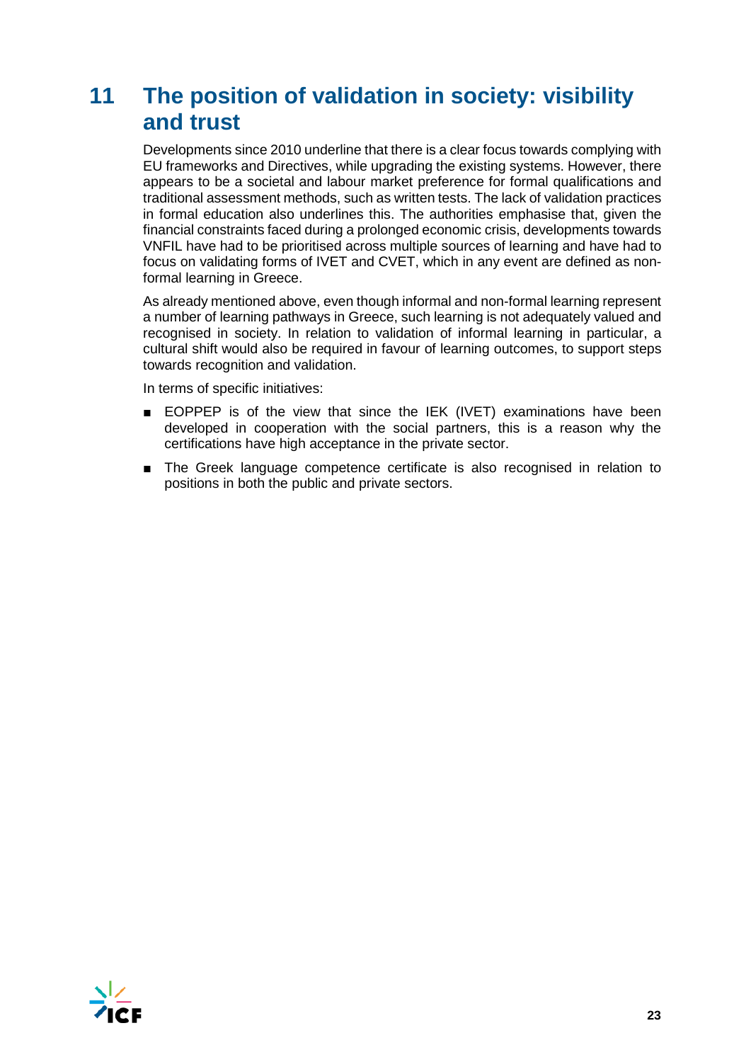# 11 The position of validation in society: visibility and trust

Developments since 2010 underline that there is a clear focus towards complying with EU frameworks and Directives, while upgrading the existing systems. However, there appears to be a societal and labour market preference for formal qualifications and traditional assessment methods, such as written tests. The lack of validation practices in formal education also underlines this. The authorities emphasise that, given the financial constraints faced during a prolonged economic crisis, developments towards VNFIL have had to be prioritised across multiple sources of learning and have had to focus on validating forms of IVET and CVET, which in any event are defined as non-formal learning in Greece.

As already mentioned above, even though informal and non-formal learning represent a number of learning pathways in Greece, such learning is not adequately valued and recognised in society. In relation to validation of informal learning in particular, a cultural shift would also be required in favour of learning outcomes, to support steps towards recognition and validation.

In terms of specific initiatives:

- EOPPEP is of the view that since the IEK (IVET) examinations have been developed in cooperation with the social partners, this is a reason why the certifications have high acceptance in the private sector.
- The Greek language competence certificate is also recognised in relation to positions in both the public and private sectors.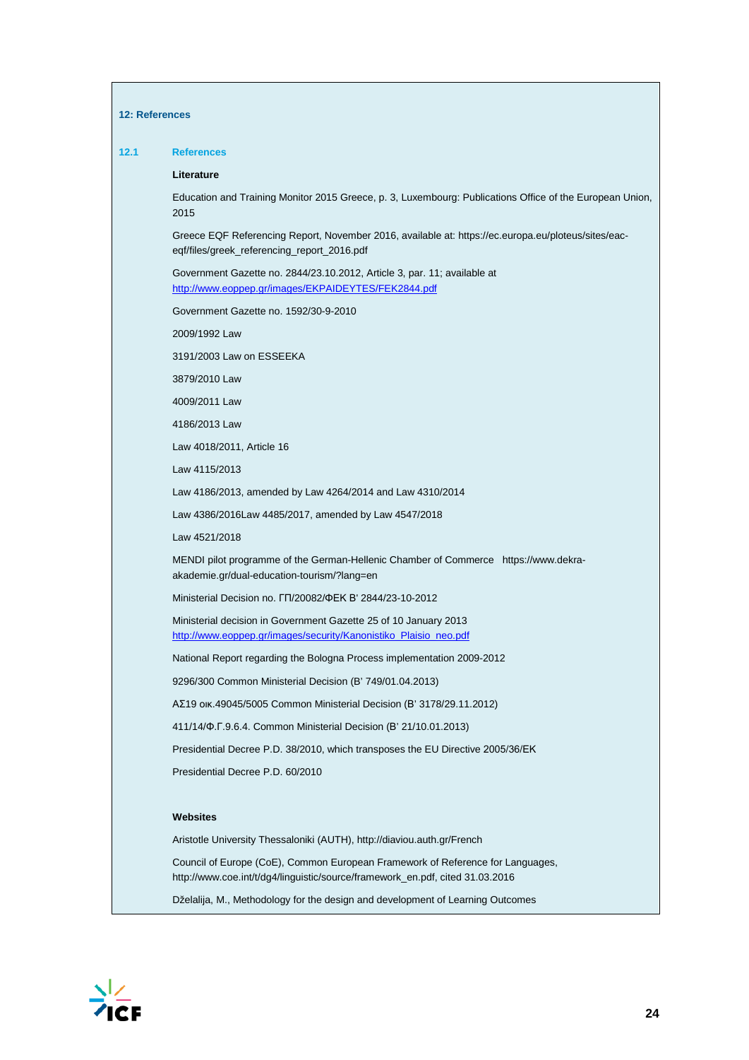## 12: References

### 12.1 References

**Literature**

Education and Training Monitor 2015 Greece, p. 3, Luxembourg: Publications Office of the European Union, 2015

Greece EQF Referencing Report, November 2016, available at: https://ec.europa.eu/ploteus/sites/eac-eqf/files/greek_referencing_report_2016.pdf

Government Gazette no. 2844/23.10.2012, Article 3, par. 11; available at http://www.eoppep.gr/images/EKPAIDEYTES/FEK2844.pdf

Government Gazette no. 1592/30-9-2010

2009/1992 Law

3191/2003 Law on ESSEEKA

3879/2010 Law

4009/2011 Law

4186/2013 Law

Law 4018/2011, Article 16

Law 4115/2013

Law 4186/2013, amended by Law 4264/2014 and Law 4310/2014

Law 4386/2016Law 4485/2017, amended by Law 4547/2018

Law 4521/2018

MENDI pilot programme of the German-Hellenic Chamber of Commerce https://www.dekra-akademie.gr/dual-education-tourism/?lang=en

Ministerial Decision no. ΓΠ/20082/ΦΕΚ Β' 2844/23-10-2012

Ministerial decision in Government Gazette 25 of 10 January 2013 http://www.eoppep.gr/images/security/Kanonistiko_Plaisio_neo.pdf

National Report regarding the Bologna Process implementation 2009-2012

9296/300 Common Ministerial Decision (B' 749/01.04.2013)

ΑΣ19 οικ.49045/5005 Common Ministerial Decision (B' 3178/29.11.2012)

411/14/Φ.Γ.9.6.4. Common Ministerial Decision (B' 21/10.01.2013)

Presidential Decree P.D. 38/2010, which transposes the EU Directive 2005/36/EK

Presidential Decree P.D. 60/2010

**Websites**

Aristotle University Thessaloniki (AUTH), http://diaviou.auth.gr/French

Council of Europe (CoE), Common European Framework of Reference for Languages, http://www.coe.int/t/dg4/linguistic/source/framework_en.pdf, cited 31.03.2016

Dželalija, M., Methodology for the design and development of Learning Outcomes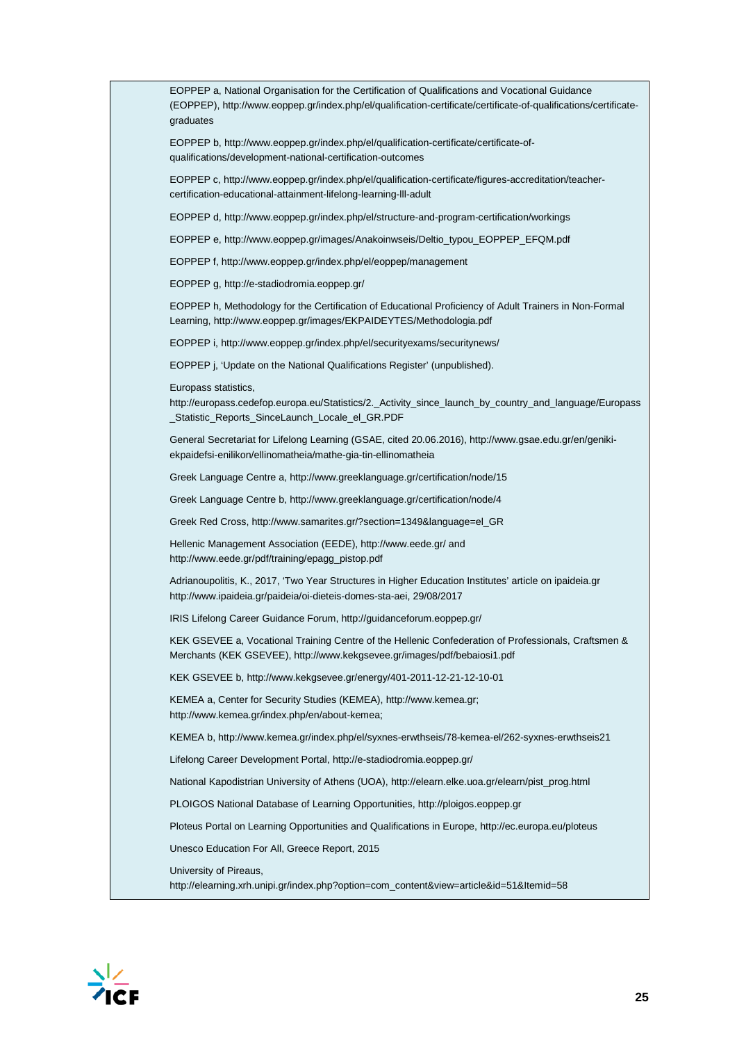EOPPEP a, National Organisation for the Certification of Qualifications and Vocational Guidance (EOPPEP), http://www.eoppep.gr/index.php/el/qualification-certificate/certificate-of-qualifications/certificate-graduates

EOPPEP b, http://www.eoppep.gr/index.php/el/qualification-certificate/certificate-of-qualifications/development-national-certification-outcomes

EOPPEP c, http://www.eoppep.gr/index.php/el/qualification-certificate/figures-accreditation/teacher-certification-educational-attainment-lifelong-learning-lll-adult

EOPPEP d, http://www.eoppep.gr/index.php/el/structure-and-program-certification/workings

EOPPEP e, http://www.eoppep.gr/images/Anakoinwseis/Deltio_typou_EOPPEP_EFQM.pdf

EOPPEP f, http://www.eoppep.gr/index.php/el/eoppep/management

EOPPEP g, http://e-stadiodromia.eoppep.gr/

EOPPEP h, Methodology for the Certification of Educational Proficiency of Adult Trainers in Non-Formal Learning, http://www.eoppep.gr/images/EKPAIDEYTES/Methodologia.pdf

EOPPEP i, http://www.eoppep.gr/index.php/el/securityexams/securitynews/

EOPPEP j, 'Update on the National Qualifications Register' (unpublished).

Europass statistics, http://europass.cedefop.europa.eu/Statistics/2._Activity_since_launch_by_country_and_language/Europass_Statistic_Reports_SinceLaunch_Locale_el_GR.PDF

General Secretariat for Lifelong Learning (GSAE, cited 20.06.2016), http://www.gsae.edu.gr/en/geniki-ekpaidefsi-enilikon/ellinomatheia/mathe-gia-tin-ellinomatheia

Greek Language Centre a, http://www.greeklanguage.gr/certification/node/15

Greek Language Centre b, http://www.greeklanguage.gr/certification/node/4

Greek Red Cross, http://www.samarites.gr/?section=1349&language=el_GR

Hellenic Management Association (EEDE), http://www.eede.gr/ and http://www.eede.gr/pdf/training/epagg_pistop.pdf

Adrianoupolitis, K., 2017, 'Two Year Structures in Higher Education Institutes' article on ipaideia.gr http://www.ipaideia.gr/paideia/oi-dieteis-domes-sta-aei, 29/08/2017

IRIS Lifelong Career Guidance Forum, http://guidanceforum.eoppep.gr/

KEK GSEVEE a, Vocational Training Centre of the Hellenic Confederation of Professionals, Craftsmen & Merchants (KEK GSEVEE), http://www.kekgsevee.gr/images/pdf/bebaiosi1.pdf

KEK GSEVEE b, http://www.kekgsevee.gr/energy/401-2011-12-21-12-10-01

KEMEA a, Center for Security Studies (KEMEA), http://www.kemea.gr; http://www.kemea.gr/index.php/en/about-kemea;

KEMEA b, http://www.kemea.gr/index.php/el/syxnes-erwthseis/78-kemea-el/262-syxnes-erwthseis21

Lifelong Career Development Portal, http://e-stadiodromia.eoppep.gr/

National Kapodistrian University of Athens (UOA), http://elearn.elke.uoa.gr/elearn/pist_prog.html

PLOIGOS National Database of Learning Opportunities, http://ploigos.eoppep.gr

Ploteus Portal on Learning Opportunities and Qualifications in Europe, http://ec.europa.eu/ploteus

Unesco Education For All, Greece Report, 2015

University of Pireaus, http://elearning.xrh.unipi.gr/index.php?option=com_content&view=article&id=51&Itemid=58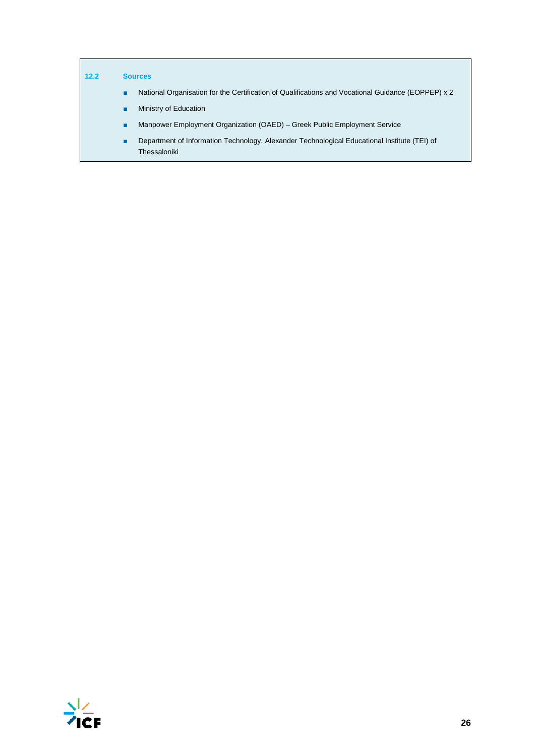## 12.2 Sources

- National Organisation for the Certification of Qualifications and Vocational Guidance (EOPPEP) x 2
- Ministry of Education
- Manpower Employment Organization (OAED) – Greek Public Employment Service
- Department of Information Technology, Alexander Technological Educational Institute (TEI) of Thessaloniki